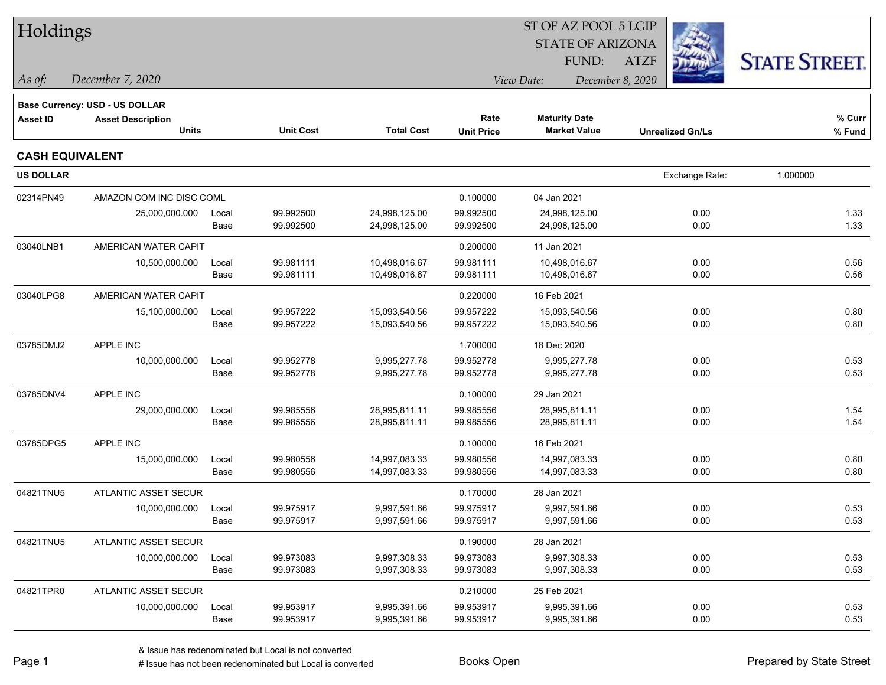# Holdings

ST OF AZ POOL 5 LGIP
STATE OF ARIZONA
FUND: ATZF

*As of:* *December 7, 2020*

*View Date:* *December 8, 2020*

STATE STREET.

**Base Currency: USD - US DOLLAR**

| Asset ID | Asset Description / Units | | Unit Cost | Total Cost | Rate / Unit Price | Maturity Date / Market Value | Unrealized Gn/Ls | % Curr / % Fund |
|---|---|---|---|---|---|---|---|---|

## CASH EQUIVALENT

**US DOLLAR** — Exchange Rate: 1.000000

| Asset ID | Asset Description / Units | | Unit Cost | Total Cost | Rate / Unit Price | Maturity Date / Market Value | Unrealized Gn/Ls | % Curr / % Fund |
|---|---|---|---|---|---|---|---|---|
| 02314PN49 | AMAZON COM INC DISC COML | | | | 0.100000 | 04 Jan 2021 | | |
| | 25,000,000.000 | Local | 99.992500 | 24,998,125.00 | 99.992500 | 24,998,125.00 | 0.00 | 1.33 |
| | | Base | 99.992500 | 24,998,125.00 | 99.992500 | 24,998,125.00 | 0.00 | 1.33 |
| 03040LNB1 | AMERICAN WATER CAPIT | | | | 0.200000 | 11 Jan 2021 | | |
| | 10,500,000.000 | Local | 99.981111 | 10,498,016.67 | 99.981111 | 10,498,016.67 | 0.00 | 0.56 |
| | | Base | 99.981111 | 10,498,016.67 | 99.981111 | 10,498,016.67 | 0.00 | 0.56 |
| 03040LPG8 | AMERICAN WATER CAPIT | | | | 0.220000 | 16 Feb 2021 | | |
| | 15,100,000.000 | Local | 99.957222 | 15,093,540.56 | 99.957222 | 15,093,540.56 | 0.00 | 0.80 |
| | | Base | 99.957222 | 15,093,540.56 | 99.957222 | 15,093,540.56 | 0.00 | 0.80 |
| 03785DMJ2 | APPLE INC | | | | 1.700000 | 18 Dec 2020 | | |
| | 10,000,000.000 | Local | 99.952778 | 9,995,277.78 | 99.952778 | 9,995,277.78 | 0.00 | 0.53 |
| | | Base | 99.952778 | 9,995,277.78 | 99.952778 | 9,995,277.78 | 0.00 | 0.53 |
| 03785DNV4 | APPLE INC | | | | 0.100000 | 29 Jan 2021 | | |
| | 29,000,000.000 | Local | 99.985556 | 28,995,811.11 | 99.985556 | 28,995,811.11 | 0.00 | 1.54 |
| | | Base | 99.985556 | 28,995,811.11 | 99.985556 | 28,995,811.11 | 0.00 | 1.54 |
| 03785DPG5 | APPLE INC | | | | 0.100000 | 16 Feb 2021 | | |
| | 15,000,000.000 | Local | 99.980556 | 14,997,083.33 | 99.980556 | 14,997,083.33 | 0.00 | 0.80 |
| | | Base | 99.980556 | 14,997,083.33 | 99.980556 | 14,997,083.33 | 0.00 | 0.80 |
| 04821TNU5 | ATLANTIC ASSET SECUR | | | | 0.170000 | 28 Jan 2021 | | |
| | 10,000,000.000 | Local | 99.975917 | 9,997,591.66 | 99.975917 | 9,997,591.66 | 0.00 | 0.53 |
| | | Base | 99.975917 | 9,997,591.66 | 99.975917 | 9,997,591.66 | 0.00 | 0.53 |
| 04821TNU5 | ATLANTIC ASSET SECUR | | | | 0.190000 | 28 Jan 2021 | | |
| | 10,000,000.000 | Local | 99.973083 | 9,997,308.33 | 99.973083 | 9,997,308.33 | 0.00 | 0.53 |
| | | Base | 99.973083 | 9,997,308.33 | 99.973083 | 9,997,308.33 | 0.00 | 0.53 |
| 04821TPR0 | ATLANTIC ASSET SECUR | | | | 0.210000 | 25 Feb 2021 | | |
| | 10,000,000.000 | Local | 99.953917 | 9,995,391.66 | 99.953917 | 9,995,391.66 | 0.00 | 0.53 |
| | | Base | 99.953917 | 9,995,391.66 | 99.953917 | 9,995,391.66 | 0.00 | 0.53 |

& Issue has redenominated but Local is not converted
# Issue has not been redenominated but Local is converted

Books Open

Prepared by State Street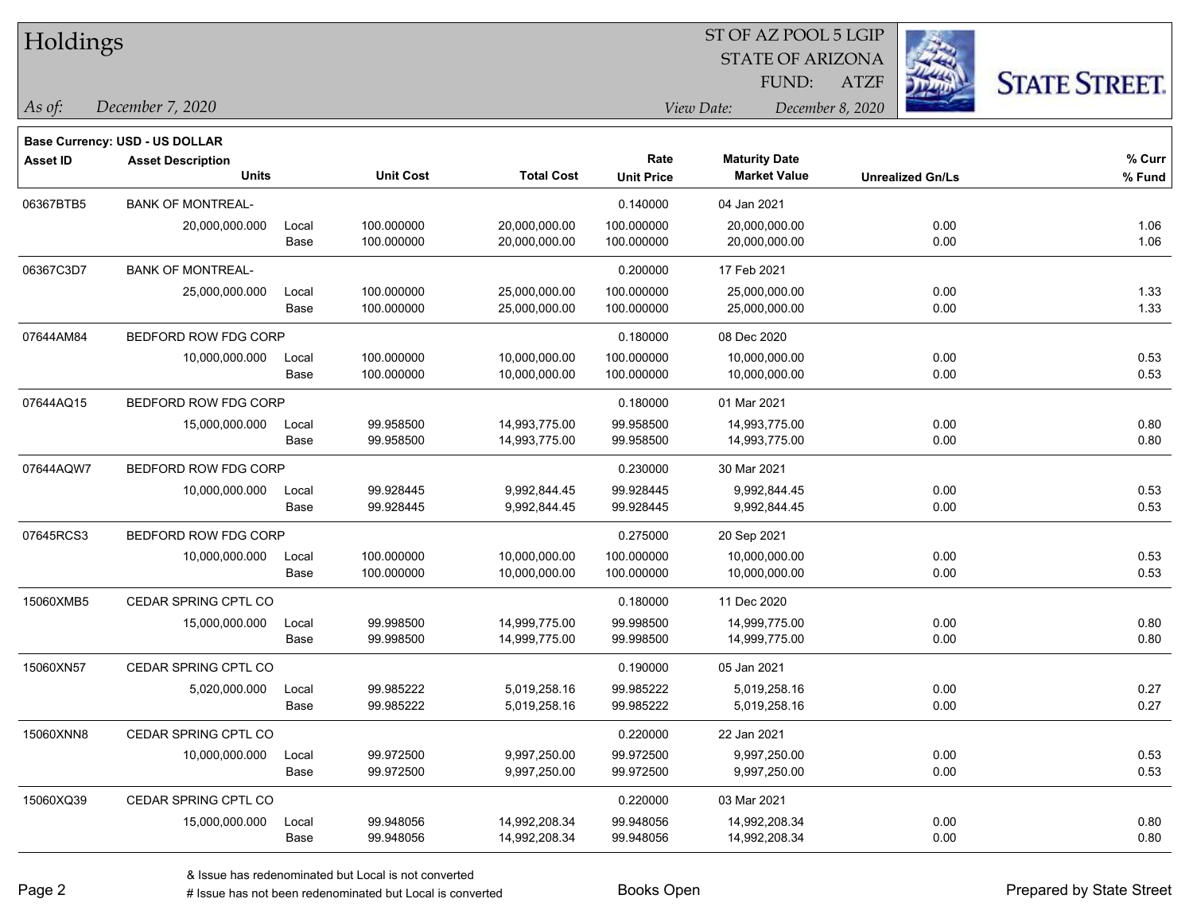# Holdings

ST OF AZ POOL 5 LGIP
STATE OF ARIZONA
FUND: ATZF

*As of:* *December 7, 2020*

*View Date:* *December 8, 2020*

**Base Currency: USD - US DOLLAR**

| Asset ID | Asset Description Units | | Unit Cost | Total Cost | Rate Unit Price | Maturity Date Market Value | Unrealized Gn/Ls | % Curr % Fund |
|---|---|---|---|---|---|---|---|---|
| 06367BTB5 | BANK OF MONTREAL- | | | | 0.140000 | 04 Jan 2021 | | |
| | 20,000,000.000 | Local | 100.000000 | 20,000,000.00 | 100.000000 | 20,000,000.00 | 0.00 | 1.06 |
| | | Base | 100.000000 | 20,000,000.00 | 100.000000 | 20,000,000.00 | 0.00 | 1.06 |
| 06367C3D7 | BANK OF MONTREAL- | | | | 0.200000 | 17 Feb 2021 | | |
| | 25,000,000.000 | Local | 100.000000 | 25,000,000.00 | 100.000000 | 25,000,000.00 | 0.00 | 1.33 |
| | | Base | 100.000000 | 25,000,000.00 | 100.000000 | 25,000,000.00 | 0.00 | 1.33 |
| 07644AM84 | BEDFORD ROW FDG CORP | | | | 0.180000 | 08 Dec 2020 | | |
| | 10,000,000.000 | Local | 100.000000 | 10,000,000.00 | 100.000000 | 10,000,000.00 | 0.00 | 0.53 |
| | | Base | 100.000000 | 10,000,000.00 | 100.000000 | 10,000,000.00 | 0.00 | 0.53 |
| 07644AQ15 | BEDFORD ROW FDG CORP | | | | 0.180000 | 01 Mar 2021 | | |
| | 15,000,000.000 | Local | 99.958500 | 14,993,775.00 | 99.958500 | 14,993,775.00 | 0.00 | 0.80 |
| | | Base | 99.958500 | 14,993,775.00 | 99.958500 | 14,993,775.00 | 0.00 | 0.80 |
| 07644AQW7 | BEDFORD ROW FDG CORP | | | | 0.230000 | 30 Mar 2021 | | |
| | 10,000,000.000 | Local | 99.928445 | 9,992,844.45 | 99.928445 | 9,992,844.45 | 0.00 | 0.53 |
| | | Base | 99.928445 | 9,992,844.45 | 99.928445 | 9,992,844.45 | 0.00 | 0.53 |
| 07645RCS3 | BEDFORD ROW FDG CORP | | | | 0.275000 | 20 Sep 2021 | | |
| | 10,000,000.000 | Local | 100.000000 | 10,000,000.00 | 100.000000 | 10,000,000.00 | 0.00 | 0.53 |
| | | Base | 100.000000 | 10,000,000.00 | 100.000000 | 10,000,000.00 | 0.00 | 0.53 |
| 15060XMB5 | CEDAR SPRING CPTL CO | | | | 0.180000 | 11 Dec 2020 | | |
| | 15,000,000.000 | Local | 99.998500 | 14,999,775.00 | 99.998500 | 14,999,775.00 | 0.00 | 0.80 |
| | | Base | 99.998500 | 14,999,775.00 | 99.998500 | 14,999,775.00 | 0.00 | 0.80 |
| 15060XN57 | CEDAR SPRING CPTL CO | | | | 0.190000 | 05 Jan 2021 | | |
| | 5,020,000.000 | Local | 99.985222 | 5,019,258.16 | 99.985222 | 5,019,258.16 | 0.00 | 0.27 |
| | | Base | 99.985222 | 5,019,258.16 | 99.985222 | 5,019,258.16 | 0.00 | 0.27 |
| 15060XNN8 | CEDAR SPRING CPTL CO | | | | 0.220000 | 22 Jan 2021 | | |
| | 10,000,000.000 | Local | 99.972500 | 9,997,250.00 | 99.972500 | 9,997,250.00 | 0.00 | 0.53 |
| | | Base | 99.972500 | 9,997,250.00 | 99.972500 | 9,997,250.00 | 0.00 | 0.53 |
| 15060XQ39 | CEDAR SPRING CPTL CO | | | | 0.220000 | 03 Mar 2021 | | |
| | 15,000,000.000 | Local | 99.948056 | 14,992,208.34 | 99.948056 | 14,992,208.34 | 0.00 | 0.80 |
| | | Base | 99.948056 | 14,992,208.34 | 99.948056 | 14,992,208.34 | 0.00 | 0.80 |

& Issue has redenominated but Local is not converted
# Issue has not been redenominated but Local is converted

Books Open

Prepared by State Street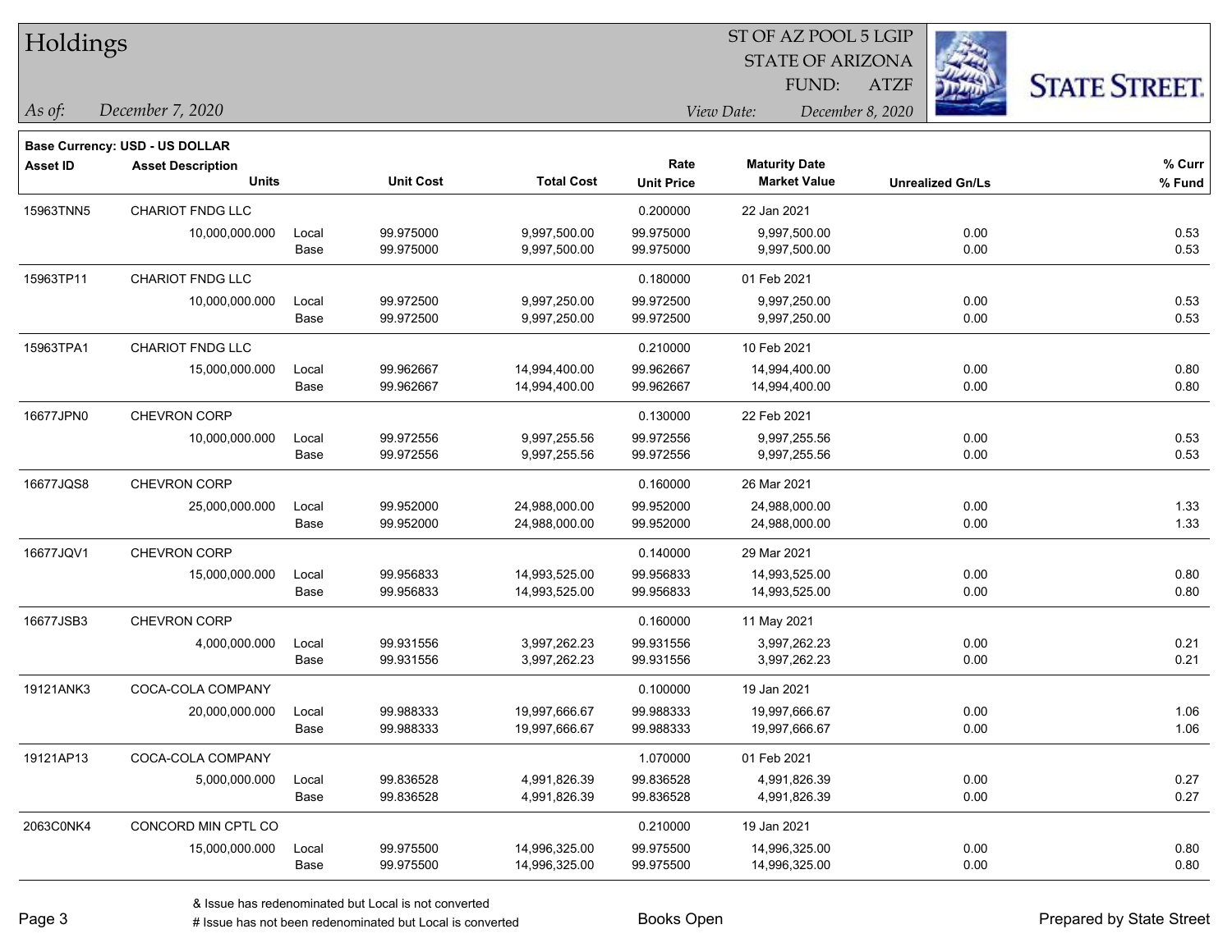# Holdings

ST OF AZ POOL 5 LGIP
STATE OF ARIZONA
FUND: ATZF

*As of:* *December 7, 2020*

*View Date:* *December 8, 2020*

**Base Currency: USD - US DOLLAR**

| Asset ID | Asset Description / Units | | Unit Cost | Total Cost | Rate / Unit Price | Maturity Date / Market Value | Unrealized Gn/Ls | % Curr / % Fund |
|---|---|---|---|---|---|---|---|---|
| 15963TNN5 | CHARIOT FNDG LLC | | | | 0.200000 | 22 Jan 2021 | | |
| | 10,000,000.000 | Local | 99.975000 | 9,997,500.00 | 99.975000 | 9,997,500.00 | 0.00 | 0.53 |
| | | Base | 99.975000 | 9,997,500.00 | 99.975000 | 9,997,500.00 | 0.00 | 0.53 |
| 15963TP11 | CHARIOT FNDG LLC | | | | 0.180000 | 01 Feb 2021 | | |
| | 10,000,000.000 | Local | 99.972500 | 9,997,250.00 | 99.972500 | 9,997,250.00 | 0.00 | 0.53 |
| | | Base | 99.972500 | 9,997,250.00 | 99.972500 | 9,997,250.00 | 0.00 | 0.53 |
| 15963TPA1 | CHARIOT FNDG LLC | | | | 0.210000 | 10 Feb 2021 | | |
| | 15,000,000.000 | Local | 99.962667 | 14,994,400.00 | 99.962667 | 14,994,400.00 | 0.00 | 0.80 |
| | | Base | 99.962667 | 14,994,400.00 | 99.962667 | 14,994,400.00 | 0.00 | 0.80 |
| 16677JPN0 | CHEVRON CORP | | | | 0.130000 | 22 Feb 2021 | | |
| | 10,000,000.000 | Local | 99.972556 | 9,997,255.56 | 99.972556 | 9,997,255.56 | 0.00 | 0.53 |
| | | Base | 99.972556 | 9,997,255.56 | 99.972556 | 9,997,255.56 | 0.00 | 0.53 |
| 16677JQS8 | CHEVRON CORP | | | | 0.160000 | 26 Mar 2021 | | |
| | 25,000,000.000 | Local | 99.952000 | 24,988,000.00 | 99.952000 | 24,988,000.00 | 0.00 | 1.33 |
| | | Base | 99.952000 | 24,988,000.00 | 99.952000 | 24,988,000.00 | 0.00 | 1.33 |
| 16677JQV1 | CHEVRON CORP | | | | 0.140000 | 29 Mar 2021 | | |
| | 15,000,000.000 | Local | 99.956833 | 14,993,525.00 | 99.956833 | 14,993,525.00 | 0.00 | 0.80 |
| | | Base | 99.956833 | 14,993,525.00 | 99.956833 | 14,993,525.00 | 0.00 | 0.80 |
| 16677JSB3 | CHEVRON CORP | | | | 0.160000 | 11 May 2021 | | |
| | 4,000,000.000 | Local | 99.931556 | 3,997,262.23 | 99.931556 | 3,997,262.23 | 0.00 | 0.21 |
| | | Base | 99.931556 | 3,997,262.23 | 99.931556 | 3,997,262.23 | 0.00 | 0.21 |
| 19121ANK3 | COCA-COLA COMPANY | | | | 0.100000 | 19 Jan 2021 | | |
| | 20,000,000.000 | Local | 99.988333 | 19,997,666.67 | 99.988333 | 19,997,666.67 | 0.00 | 1.06 |
| | | Base | 99.988333 | 19,997,666.67 | 99.988333 | 19,997,666.67 | 0.00 | 1.06 |
| 19121AP13 | COCA-COLA COMPANY | | | | 1.070000 | 01 Feb 2021 | | |
| | 5,000,000.000 | Local | 99.836528 | 4,991,826.39 | 99.836528 | 4,991,826.39 | 0.00 | 0.27 |
| | | Base | 99.836528 | 4,991,826.39 | 99.836528 | 4,991,826.39 | 0.00 | 0.27 |
| 2063C0NK4 | CONCORD MIN CPTL CO | | | | 0.210000 | 19 Jan 2021 | | |
| | 15,000,000.000 | Local | 99.975500 | 14,996,325.00 | 99.975500 | 14,996,325.00 | 0.00 | 0.80 |
| | | Base | 99.975500 | 14,996,325.00 | 99.975500 | 14,996,325.00 | 0.00 | 0.80 |

& Issue has redenominated but Local is not converted
# Issue has not been redenominated but Local is converted

Books Open

Prepared by State Street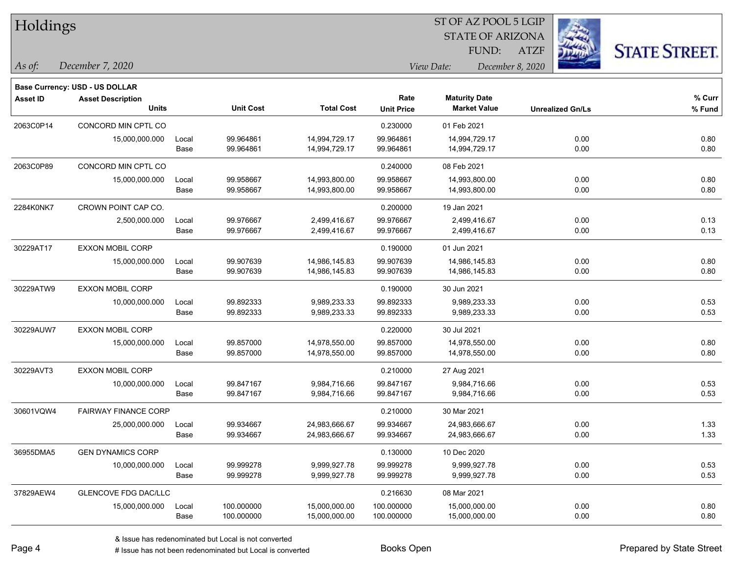# Holdings

ST OF AZ POOL 5 LGIP
STATE OF ARIZONA
FUND: ATZF

*As of:* *December 7, 2020*

*View Date:* *December 8, 2020*

**Base Currency: USD - US DOLLAR**

| Asset ID | Asset Description / Units | | Unit Cost | Total Cost | Rate / Unit Price | Maturity Date / Market Value | Unrealized Gn/Ls | % Curr / % Fund |
|---|---|---|---|---|---|---|---|---|
| 2063C0P14 | CONCORD MIN CPTL CO | | | | 0.230000 | 01 Feb 2021 | | |
| | 15,000,000.000 | Local | 99.964861 | 14,994,729.17 | 99.964861 | 14,994,729.17 | 0.00 | 0.80 |
| | | Base | 99.964861 | 14,994,729.17 | 99.964861 | 14,994,729.17 | 0.00 | 0.80 |
| 2063C0P89 | CONCORD MIN CPTL CO | | | | 0.240000 | 08 Feb 2021 | | |
| | 15,000,000.000 | Local | 99.958667 | 14,993,800.00 | 99.958667 | 14,993,800.00 | 0.00 | 0.80 |
| | | Base | 99.958667 | 14,993,800.00 | 99.958667 | 14,993,800.00 | 0.00 | 0.80 |
| 2284K0NK7 | CROWN POINT CAP CO. | | | | 0.200000 | 19 Jan 2021 | | |
| | 2,500,000.000 | Local | 99.976667 | 2,499,416.67 | 99.976667 | 2,499,416.67 | 0.00 | 0.13 |
| | | Base | 99.976667 | 2,499,416.67 | 99.976667 | 2,499,416.67 | 0.00 | 0.13 |
| 30229AT17 | EXXON MOBIL CORP | | | | 0.190000 | 01 Jun 2021 | | |
| | 15,000,000.000 | Local | 99.907639 | 14,986,145.83 | 99.907639 | 14,986,145.83 | 0.00 | 0.80 |
| | | Base | 99.907639 | 14,986,145.83 | 99.907639 | 14,986,145.83 | 0.00 | 0.80 |
| 30229ATW9 | EXXON MOBIL CORP | | | | 0.190000 | 30 Jun 2021 | | |
| | 10,000,000.000 | Local | 99.892333 | 9,989,233.33 | 99.892333 | 9,989,233.33 | 0.00 | 0.53 |
| | | Base | 99.892333 | 9,989,233.33 | 99.892333 | 9,989,233.33 | 0.00 | 0.53 |
| 30229AUW7 | EXXON MOBIL CORP | | | | 0.220000 | 30 Jul 2021 | | |
| | 15,000,000.000 | Local | 99.857000 | 14,978,550.00 | 99.857000 | 14,978,550.00 | 0.00 | 0.80 |
| | | Base | 99.857000 | 14,978,550.00 | 99.857000 | 14,978,550.00 | 0.00 | 0.80 |
| 30229AVT3 | EXXON MOBIL CORP | | | | 0.210000 | 27 Aug 2021 | | |
| | 10,000,000.000 | Local | 99.847167 | 9,984,716.66 | 99.847167 | 9,984,716.66 | 0.00 | 0.53 |
| | | Base | 99.847167 | 9,984,716.66 | 99.847167 | 9,984,716.66 | 0.00 | 0.53 |
| 30601VQW4 | FAIRWAY FINANCE CORP | | | | 0.210000 | 30 Mar 2021 | | |
| | 25,000,000.000 | Local | 99.934667 | 24,983,666.67 | 99.934667 | 24,983,666.67 | 0.00 | 1.33 |
| | | Base | 99.934667 | 24,983,666.67 | 99.934667 | 24,983,666.67 | 0.00 | 1.33 |
| 36955DMA5 | GEN DYNAMICS CORP | | | | 0.130000 | 10 Dec 2020 | | |
| | 10,000,000.000 | Local | 99.999278 | 9,999,927.78 | 99.999278 | 9,999,927.78 | 0.00 | 0.53 |
| | | Base | 99.999278 | 9,999,927.78 | 99.999278 | 9,999,927.78 | 0.00 | 0.53 |
| 37829AEW4 | GLENCOVE FDG DAC/LLC | | | | 0.216630 | 08 Mar 2021 | | |
| | 15,000,000.000 | Local | 100.000000 | 15,000,000.00 | 100.000000 | 15,000,000.00 | 0.00 | 0.80 |
| | | Base | 100.000000 | 15,000,000.00 | 100.000000 | 15,000,000.00 | 0.00 | 0.80 |

& Issue has redenominated but Local is not converted
# Issue has not been redenominated but Local is converted

Books Open

Prepared by State Street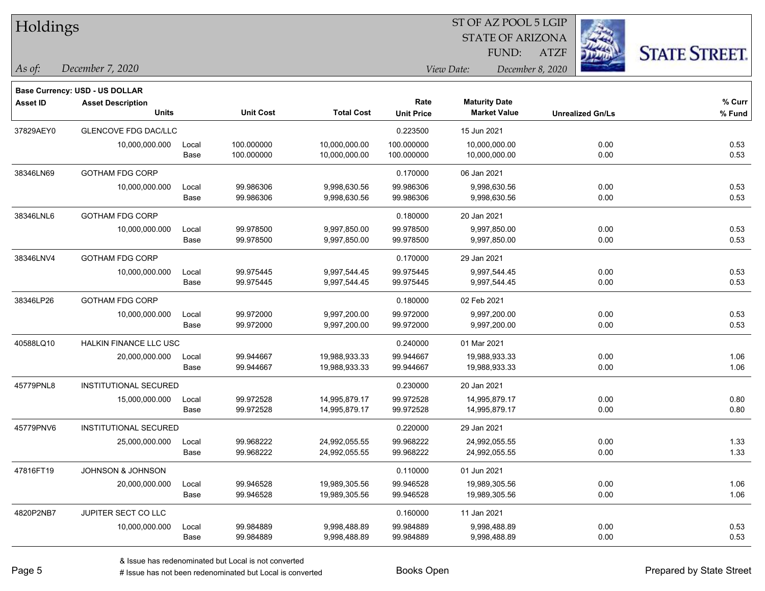# Holdings

ST OF AZ POOL 5 LGIP
STATE OF ARIZONA
FUND: ATZF

*As of:* *December 7, 2020*
*View Date:* *December 8, 2020*

**Base Currency: USD - US DOLLAR**

| Asset ID | Asset Description / Units | | Unit Cost | Total Cost | Rate / Unit Price | Maturity Date / Market Value | Unrealized Gn/Ls | % Curr / % Fund |
|---|---|---|---|---|---|---|---|---|
| 37829AEY0 | GLENCOVE FDG DAC/LLC | | | | 0.223500 | 15 Jun 2021 | | |
| | 10,000,000.000 | Local | 100.000000 | 10,000,000.00 | 100.000000 | 10,000,000.00 | 0.00 | 0.53 |
| | | Base | 100.000000 | 10,000,000.00 | 100.000000 | 10,000,000.00 | 0.00 | 0.53 |
| 38346LN69 | GOTHAM FDG CORP | | | | 0.170000 | 06 Jan 2021 | | |
| | 10,000,000.000 | Local | 99.986306 | 9,998,630.56 | 99.986306 | 9,998,630.56 | 0.00 | 0.53 |
| | | Base | 99.986306 | 9,998,630.56 | 99.986306 | 9,998,630.56 | 0.00 | 0.53 |
| 38346LNL6 | GOTHAM FDG CORP | | | | 0.180000 | 20 Jan 2021 | | |
| | 10,000,000.000 | Local | 99.978500 | 9,997,850.00 | 99.978500 | 9,997,850.00 | 0.00 | 0.53 |
| | | Base | 99.978500 | 9,997,850.00 | 99.978500 | 9,997,850.00 | 0.00 | 0.53 |
| 38346LNV4 | GOTHAM FDG CORP | | | | 0.170000 | 29 Jan 2021 | | |
| | 10,000,000.000 | Local | 99.975445 | 9,997,544.45 | 99.975445 | 9,997,544.45 | 0.00 | 0.53 |
| | | Base | 99.975445 | 9,997,544.45 | 99.975445 | 9,997,544.45 | 0.00 | 0.53 |
| 38346LP26 | GOTHAM FDG CORP | | | | 0.180000 | 02 Feb 2021 | | |
| | 10,000,000.000 | Local | 99.972000 | 9,997,200.00 | 99.972000 | 9,997,200.00 | 0.00 | 0.53 |
| | | Base | 99.972000 | 9,997,200.00 | 99.972000 | 9,997,200.00 | 0.00 | 0.53 |
| 40588LQ10 | HALKIN FINANCE LLC USC | | | | 0.240000 | 01 Mar 2021 | | |
| | 20,000,000.000 | Local | 99.944667 | 19,988,933.33 | 99.944667 | 19,988,933.33 | 0.00 | 1.06 |
| | | Base | 99.944667 | 19,988,933.33 | 99.944667 | 19,988,933.33 | 0.00 | 1.06 |
| 45779PNL8 | INSTITUTIONAL SECURED | | | | 0.230000 | 20 Jan 2021 | | |
| | 15,000,000.000 | Local | 99.972528 | 14,995,879.17 | 99.972528 | 14,995,879.17 | 0.00 | 0.80 |
| | | Base | 99.972528 | 14,995,879.17 | 99.972528 | 14,995,879.17 | 0.00 | 0.80 |
| 45779PNV6 | INSTITUTIONAL SECURED | | | | 0.220000 | 29 Jan 2021 | | |
| | 25,000,000.000 | Local | 99.968222 | 24,992,055.55 | 99.968222 | 24,992,055.55 | 0.00 | 1.33 |
| | | Base | 99.968222 | 24,992,055.55 | 99.968222 | 24,992,055.55 | 0.00 | 1.33 |
| 47816FT19 | JOHNSON & JOHNSON | | | | 0.110000 | 01 Jun 2021 | | |
| | 20,000,000.000 | Local | 99.946528 | 19,989,305.56 | 99.946528 | 19,989,305.56 | 0.00 | 1.06 |
| | | Base | 99.946528 | 19,989,305.56 | 99.946528 | 19,989,305.56 | 0.00 | 1.06 |
| 4820P2NB7 | JUPITER SECT CO LLC | | | | 0.160000 | 11 Jan 2021 | | |
| | 10,000,000.000 | Local | 99.984889 | 9,998,488.89 | 99.984889 | 9,998,488.89 | 0.00 | 0.53 |
| | | Base | 99.984889 | 9,998,488.89 | 99.984889 | 9,998,488.89 | 0.00 | 0.53 |

& Issue has redenominated but Local is not converted
# Issue has not been redenominated but Local is converted

Books Open

Prepared by State Street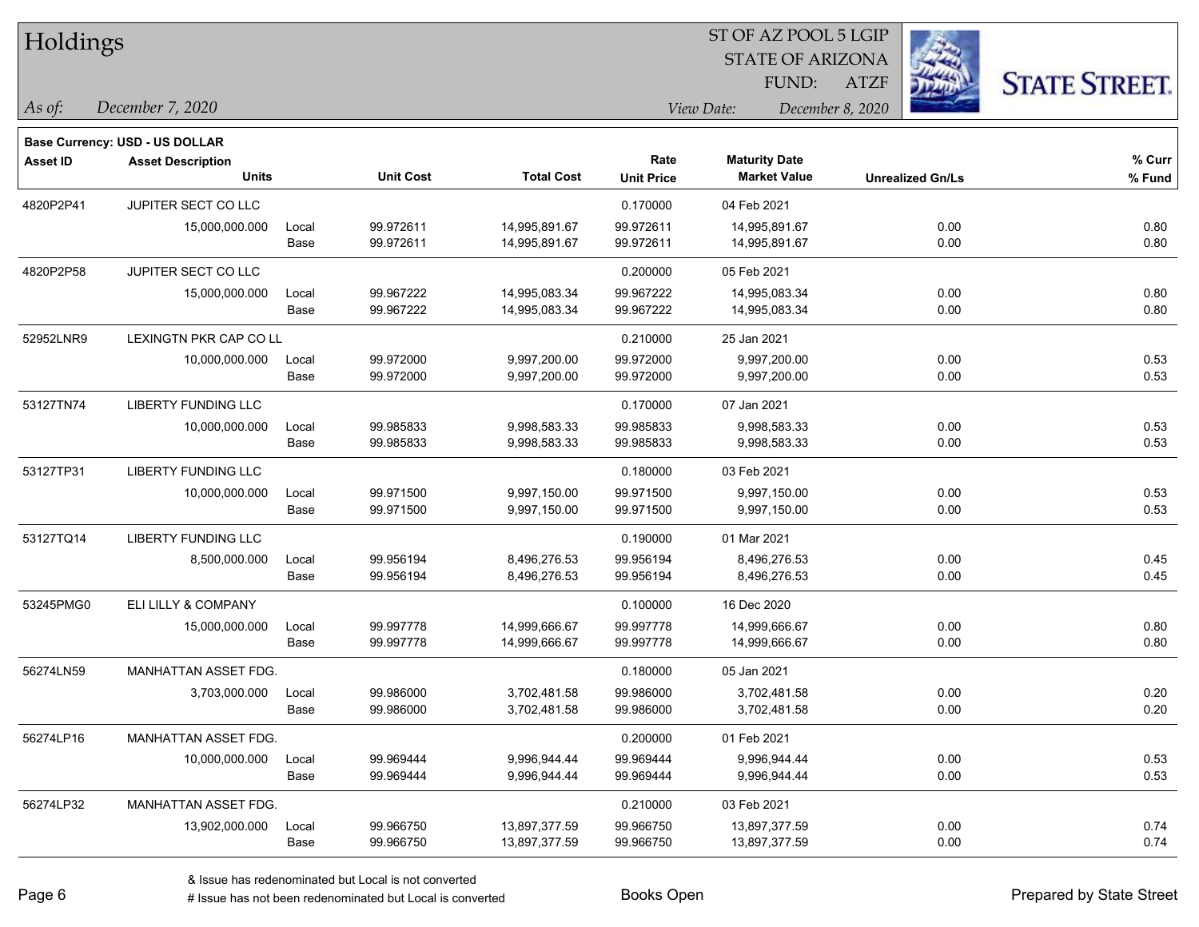# Holdings

ST OF AZ POOL 5 LGIP
STATE OF ARIZONA
FUND: ATZF

*As of:* December 7, 2020 — *View Date:* December 8, 2020

**Base Currency: USD - US DOLLAR**

| Asset ID | Asset Description / Units | | Unit Cost | Total Cost | Rate / Unit Price | Maturity Date / Market Value | Unrealized Gn/Ls | % Curr / % Fund |
|---|---|---|---|---|---|---|---|---|
| 4820P2P41 | JUPITER SECT CO LLC | | | | 0.170000 | 04 Feb 2021 | | |
| | 15,000,000.000 | Local | 99.972611 | 14,995,891.67 | 99.972611 | 14,995,891.67 | 0.00 | 0.80 |
| | | Base | 99.972611 | 14,995,891.67 | 99.972611 | 14,995,891.67 | 0.00 | 0.80 |
| 4820P2P58 | JUPITER SECT CO LLC | | | | 0.200000 | 05 Feb 2021 | | |
| | 15,000,000.000 | Local | 99.967222 | 14,995,083.34 | 99.967222 | 14,995,083.34 | 0.00 | 0.80 |
| | | Base | 99.967222 | 14,995,083.34 | 99.967222 | 14,995,083.34 | 0.00 | 0.80 |
| 52952LNR9 | LEXINGTN PKR CAP CO LL | | | | 0.210000 | 25 Jan 2021 | | |
| | 10,000,000.000 | Local | 99.972000 | 9,997,200.00 | 99.972000 | 9,997,200.00 | 0.00 | 0.53 |
| | | Base | 99.972000 | 9,997,200.00 | 99.972000 | 9,997,200.00 | 0.00 | 0.53 |
| 53127TN74 | LIBERTY FUNDING LLC | | | | 0.170000 | 07 Jan 2021 | | |
| | 10,000,000.000 | Local | 99.985833 | 9,998,583.33 | 99.985833 | 9,998,583.33 | 0.00 | 0.53 |
| | | Base | 99.985833 | 9,998,583.33 | 99.985833 | 9,998,583.33 | 0.00 | 0.53 |
| 53127TP31 | LIBERTY FUNDING LLC | | | | 0.180000 | 03 Feb 2021 | | |
| | 10,000,000.000 | Local | 99.971500 | 9,997,150.00 | 99.971500 | 9,997,150.00 | 0.00 | 0.53 |
| | | Base | 99.971500 | 9,997,150.00 | 99.971500 | 9,997,150.00 | 0.00 | 0.53 |
| 53127TQ14 | LIBERTY FUNDING LLC | | | | 0.190000 | 01 Mar 2021 | | |
| | 8,500,000.000 | Local | 99.956194 | 8,496,276.53 | 99.956194 | 8,496,276.53 | 0.00 | 0.45 |
| | | Base | 99.956194 | 8,496,276.53 | 99.956194 | 8,496,276.53 | 0.00 | 0.45 |
| 53245PMG0 | ELI LILLY & COMPANY | | | | 0.100000 | 16 Dec 2020 | | |
| | 15,000,000.000 | Local | 99.997778 | 14,999,666.67 | 99.997778 | 14,999,666.67 | 0.00 | 0.80 |
| | | Base | 99.997778 | 14,999,666.67 | 99.997778 | 14,999,666.67 | 0.00 | 0.80 |
| 56274LN59 | MANHATTAN ASSET FDG. | | | | 0.180000 | 05 Jan 2021 | | |
| | 3,703,000.000 | Local | 99.986000 | 3,702,481.58 | 99.986000 | 3,702,481.58 | 0.00 | 0.20 |
| | | Base | 99.986000 | 3,702,481.58 | 99.986000 | 3,702,481.58 | 0.00 | 0.20 |
| 56274LP16 | MANHATTAN ASSET FDG. | | | | 0.200000 | 01 Feb 2021 | | |
| | 10,000,000.000 | Local | 99.969444 | 9,996,944.44 | 99.969444 | 9,996,944.44 | 0.00 | 0.53 |
| | | Base | 99.969444 | 9,996,944.44 | 99.969444 | 9,996,944.44 | 0.00 | 0.53 |
| 56274LP32 | MANHATTAN ASSET FDG. | | | | 0.210000 | 03 Feb 2021 | | |
| | 13,902,000.000 | Local | 99.966750 | 13,897,377.59 | 99.966750 | 13,897,377.59 | 0.00 | 0.74 |
| | | Base | 99.966750 | 13,897,377.59 | 99.966750 | 13,897,377.59 | 0.00 | 0.74 |

& Issue has redenominated but Local is not converted
# Issue has not been redenominated but Local is converted

Books Open

Prepared by State Street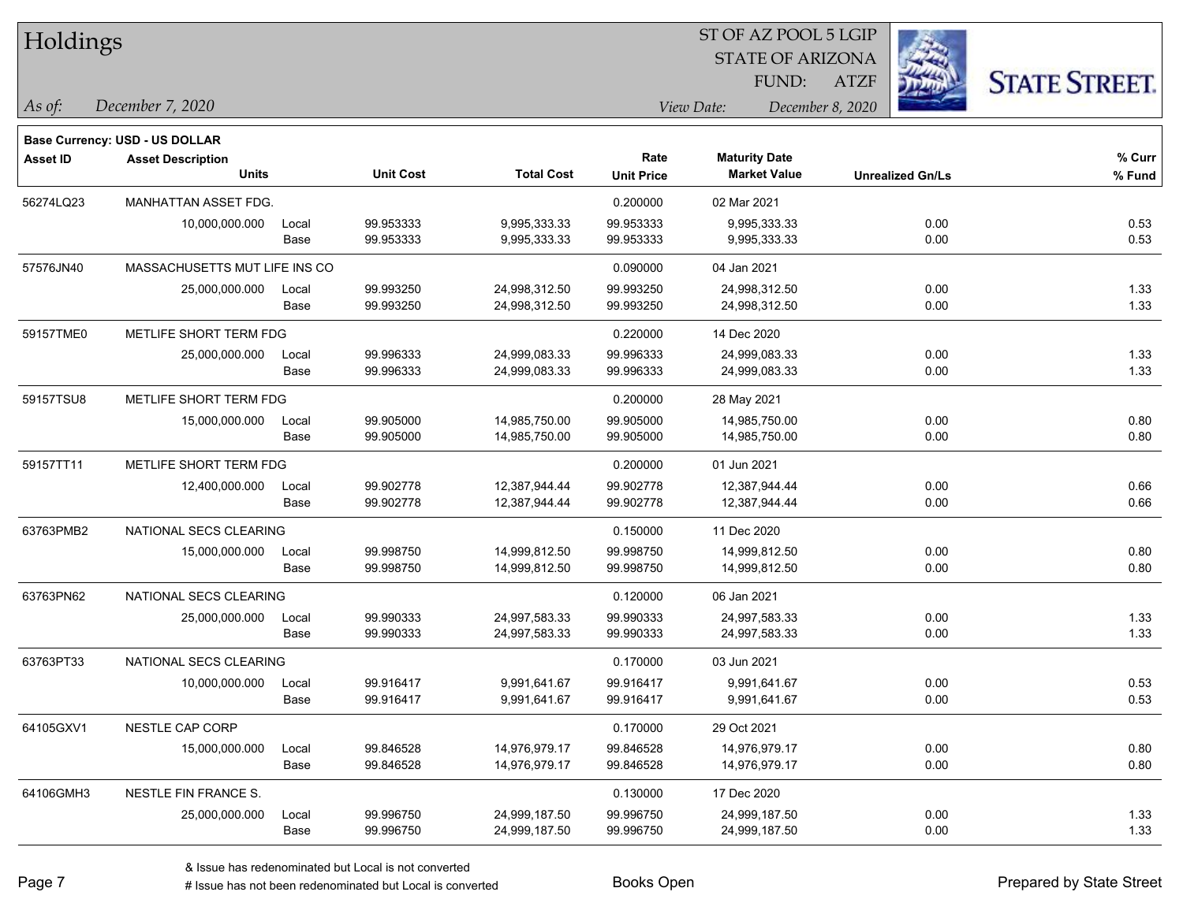# Holdings

ST OF AZ POOL 5 LGIP
STATE OF ARIZONA
FUND: ATZF

*As of:* *December 7, 2020*

*View Date:* *December 8, 2020*

**Base Currency: USD - US DOLLAR**

| Asset ID | Asset Description / Units | | Unit Cost | Total Cost | Rate / Unit Price | Maturity Date / Market Value | Unrealized Gn/Ls | % Curr / % Fund |
|---|---|---|---|---|---|---|---|---|
| 56274LQ23 | MANHATTAN ASSET FDG. | | | | 0.200000 | 02 Mar 2021 | | |
| | 10,000,000.000 | Local | 99.953333 | 9,995,333.33 | 99.953333 | 9,995,333.33 | 0.00 | 0.53 |
| | | Base | 99.953333 | 9,995,333.33 | 99.953333 | 9,995,333.33 | 0.00 | 0.53 |
| 57576JN40 | MASSACHUSETTS MUT LIFE INS CO | | | | 0.090000 | 04 Jan 2021 | | |
| | 25,000,000.000 | Local | 99.993250 | 24,998,312.50 | 99.993250 | 24,998,312.50 | 0.00 | 1.33 |
| | | Base | 99.993250 | 24,998,312.50 | 99.993250 | 24,998,312.50 | 0.00 | 1.33 |
| 59157TME0 | METLIFE SHORT TERM FDG | | | | 0.220000 | 14 Dec 2020 | | |
| | 25,000,000.000 | Local | 99.996333 | 24,999,083.33 | 99.996333 | 24,999,083.33 | 0.00 | 1.33 |
| | | Base | 99.996333 | 24,999,083.33 | 99.996333 | 24,999,083.33 | 0.00 | 1.33 |
| 59157TSU8 | METLIFE SHORT TERM FDG | | | | 0.200000 | 28 May 2021 | | |
| | 15,000,000.000 | Local | 99.905000 | 14,985,750.00 | 99.905000 | 14,985,750.00 | 0.00 | 0.80 |
| | | Base | 99.905000 | 14,985,750.00 | 99.905000 | 14,985,750.00 | 0.00 | 0.80 |
| 59157TT11 | METLIFE SHORT TERM FDG | | | | 0.200000 | 01 Jun 2021 | | |
| | 12,400,000.000 | Local | 99.902778 | 12,387,944.44 | 99.902778 | 12,387,944.44 | 0.00 | 0.66 |
| | | Base | 99.902778 | 12,387,944.44 | 99.902778 | 12,387,944.44 | 0.00 | 0.66 |
| 63763PMB2 | NATIONAL SECS CLEARING | | | | 0.150000 | 11 Dec 2020 | | |
| | 15,000,000.000 | Local | 99.998750 | 14,999,812.50 | 99.998750 | 14,999,812.50 | 0.00 | 0.80 |
| | | Base | 99.998750 | 14,999,812.50 | 99.998750 | 14,999,812.50 | 0.00 | 0.80 |
| 63763PN62 | NATIONAL SECS CLEARING | | | | 0.120000 | 06 Jan 2021 | | |
| | 25,000,000.000 | Local | 99.990333 | 24,997,583.33 | 99.990333 | 24,997,583.33 | 0.00 | 1.33 |
| | | Base | 99.990333 | 24,997,583.33 | 99.990333 | 24,997,583.33 | 0.00 | 1.33 |
| 63763PT33 | NATIONAL SECS CLEARING | | | | 0.170000 | 03 Jun 2021 | | |
| | 10,000,000.000 | Local | 99.916417 | 9,991,641.67 | 99.916417 | 9,991,641.67 | 0.00 | 0.53 |
| | | Base | 99.916417 | 9,991,641.67 | 99.916417 | 9,991,641.67 | 0.00 | 0.53 |
| 64105GXV1 | NESTLE CAP CORP | | | | 0.170000 | 29 Oct 2021 | | |
| | 15,000,000.000 | Local | 99.846528 | 14,976,979.17 | 99.846528 | 14,976,979.17 | 0.00 | 0.80 |
| | | Base | 99.846528 | 14,976,979.17 | 99.846528 | 14,976,979.17 | 0.00 | 0.80 |
| 64106GMH3 | NESTLE FIN FRANCE S. | | | | 0.130000 | 17 Dec 2020 | | |
| | 25,000,000.000 | Local | 99.996750 | 24,999,187.50 | 99.996750 | 24,999,187.50 | 0.00 | 1.33 |
| | | Base | 99.996750 | 24,999,187.50 | 99.996750 | 24,999,187.50 | 0.00 | 1.33 |

& Issue has redenominated but Local is not converted

# Issue has not been redenominated but Local is converted

Books Open

Prepared by State Street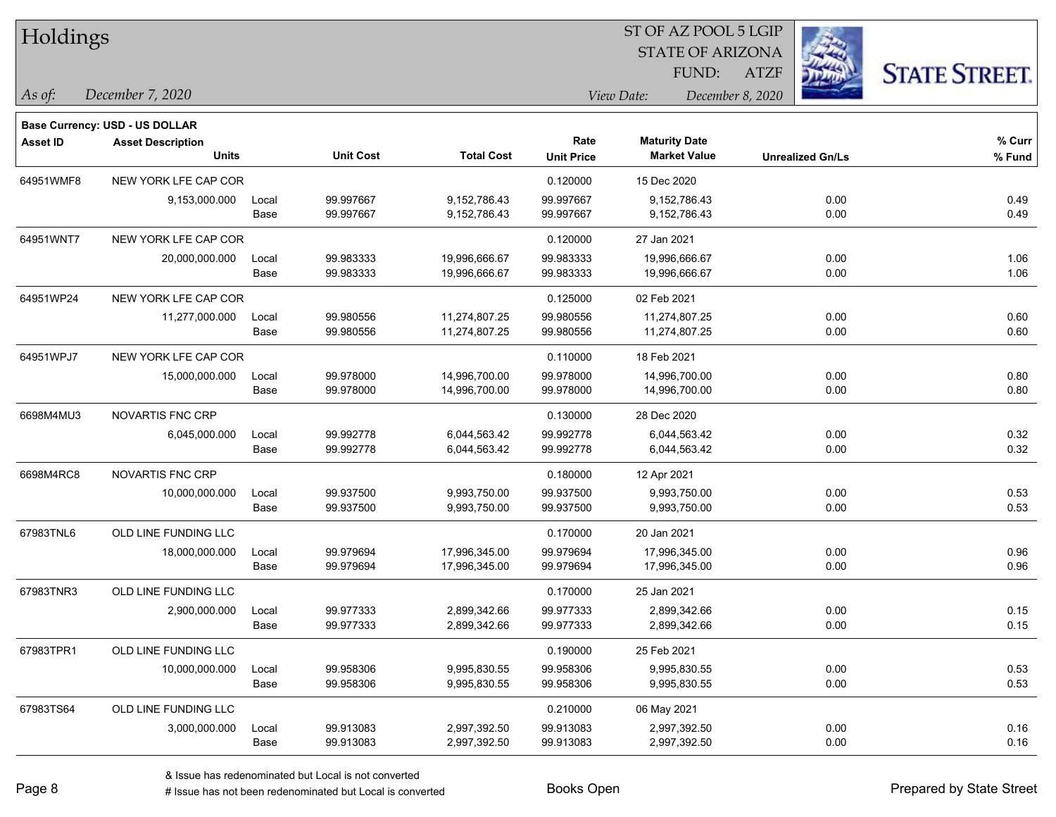# Holdings

ST OF AZ POOL 5 LGIP
STATE OF ARIZONA
FUND: ATZF

*As of:* *December 7, 2020*

*View Date:* *December 8, 2020*

**Base Currency: USD - US DOLLAR**

| Asset ID | Asset Description / Units | | Unit Cost | Total Cost | Rate / Unit Price | Maturity Date / Market Value | Unrealized Gn/Ls | % Curr / % Fund |
|---|---|---|---|---|---|---|---|---|
| 64951WMF8 | NEW YORK LFE CAP COR | | | | 0.120000 | 15 Dec 2020 | | |
| | 9,153,000.000 | Local | 99.997667 | 9,152,786.43 | 99.997667 | 9,152,786.43 | 0.00 | 0.49 |
| | | Base | 99.997667 | 9,152,786.43 | 99.997667 | 9,152,786.43 | 0.00 | 0.49 |
| 64951WNT7 | NEW YORK LFE CAP COR | | | | 0.120000 | 27 Jan 2021 | | |
| | 20,000,000.000 | Local | 99.983333 | 19,996,666.67 | 99.983333 | 19,996,666.67 | 0.00 | 1.06 |
| | | Base | 99.983333 | 19,996,666.67 | 99.983333 | 19,996,666.67 | 0.00 | 1.06 |
| 64951WP24 | NEW YORK LFE CAP COR | | | | 0.125000 | 02 Feb 2021 | | |
| | 11,277,000.000 | Local | 99.980556 | 11,274,807.25 | 99.980556 | 11,274,807.25 | 0.00 | 0.60 |
| | | Base | 99.980556 | 11,274,807.25 | 99.980556 | 11,274,807.25 | 0.00 | 0.60 |
| 64951WPJ7 | NEW YORK LFE CAP COR | | | | 0.110000 | 18 Feb 2021 | | |
| | 15,000,000.000 | Local | 99.978000 | 14,996,700.00 | 99.978000 | 14,996,700.00 | 0.00 | 0.80 |
| | | Base | 99.978000 | 14,996,700.00 | 99.978000 | 14,996,700.00 | 0.00 | 0.80 |
| 6698M4MU3 | NOVARTIS FNC CRP | | | | 0.130000 | 28 Dec 2020 | | |
| | 6,045,000.000 | Local | 99.992778 | 6,044,563.42 | 99.992778 | 6,044,563.42 | 0.00 | 0.32 |
| | | Base | 99.992778 | 6,044,563.42 | 99.992778 | 6,044,563.42 | 0.00 | 0.32 |
| 6698M4RC8 | NOVARTIS FNC CRP | | | | 0.180000 | 12 Apr 2021 | | |
| | 10,000,000.000 | Local | 99.937500 | 9,993,750.00 | 99.937500 | 9,993,750.00 | 0.00 | 0.53 |
| | | Base | 99.937500 | 9,993,750.00 | 99.937500 | 9,993,750.00 | 0.00 | 0.53 |
| 67983TNL6 | OLD LINE FUNDING LLC | | | | 0.170000 | 20 Jan 2021 | | |
| | 18,000,000.000 | Local | 99.979694 | 17,996,345.00 | 99.979694 | 17,996,345.00 | 0.00 | 0.96 |
| | | Base | 99.979694 | 17,996,345.00 | 99.979694 | 17,996,345.00 | 0.00 | 0.96 |
| 67983TNR3 | OLD LINE FUNDING LLC | | | | 0.170000 | 25 Jan 2021 | | |
| | 2,900,000.000 | Local | 99.977333 | 2,899,342.66 | 99.977333 | 2,899,342.66 | 0.00 | 0.15 |
| | | Base | 99.977333 | 2,899,342.66 | 99.977333 | 2,899,342.66 | 0.00 | 0.15 |
| 67983TPR1 | OLD LINE FUNDING LLC | | | | 0.190000 | 25 Feb 2021 | | |
| | 10,000,000.000 | Local | 99.958306 | 9,995,830.55 | 99.958306 | 9,995,830.55 | 0.00 | 0.53 |
| | | Base | 99.958306 | 9,995,830.55 | 99.958306 | 9,995,830.55 | 0.00 | 0.53 |
| 67983TS64 | OLD LINE FUNDING LLC | | | | 0.210000 | 06 May 2021 | | |
| | 3,000,000.000 | Local | 99.913083 | 2,997,392.50 | 99.913083 | 2,997,392.50 | 0.00 | 0.16 |
| | | Base | 99.913083 | 2,997,392.50 | 99.913083 | 2,997,392.50 | 0.00 | 0.16 |

& Issue has redenominated but Local is not converted
# Issue has not been redenominated but Local is converted

Books Open

Prepared by State Street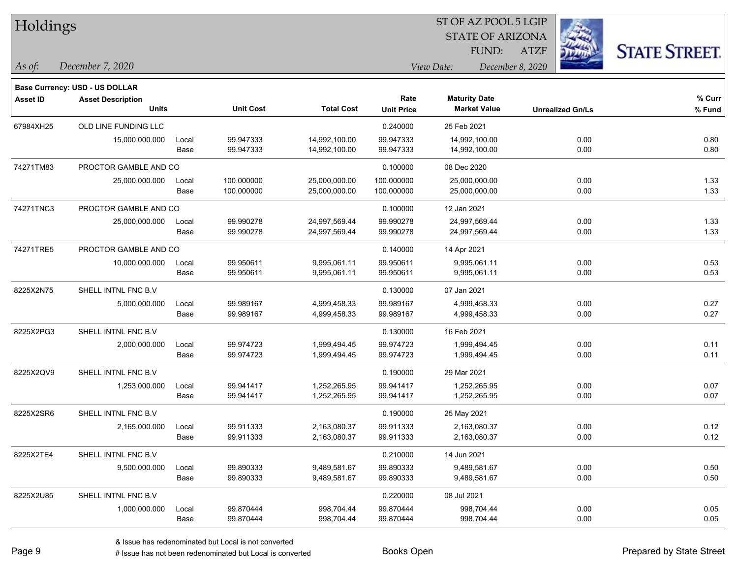# Holdings

ST OF AZ POOL 5 LGIP
STATE OF ARIZONA
FUND: ATZF

*As of:* *December 7, 2020*

*View Date:* *December 8, 2020*

**Base Currency: USD - US DOLLAR**

| Asset ID | Asset Description / Units | | Unit Cost | Total Cost | Rate / Unit Price | Maturity Date / Market Value | Unrealized Gn/Ls | % Curr / % Fund |
|---|---|---|---|---|---|---|---|---|
| 67984XH25 | OLD LINE FUNDING LLC | | | | 0.240000 | 25 Feb 2021 | | |
| | 15,000,000.000 | Local | 99.947333 | 14,992,100.00 | 99.947333 | 14,992,100.00 | 0.00 | 0.80 |
| | | Base | 99.947333 | 14,992,100.00 | 99.947333 | 14,992,100.00 | 0.00 | 0.80 |
| 74271TM83 | PROCTOR GAMBLE AND CO | | | | 0.100000 | 08 Dec 2020 | | |
| | 25,000,000.000 | Local | 100.000000 | 25,000,000.00 | 100.000000 | 25,000,000.00 | 0.00 | 1.33 |
| | | Base | 100.000000 | 25,000,000.00 | 100.000000 | 25,000,000.00 | 0.00 | 1.33 |
| 74271TNC3 | PROCTOR GAMBLE AND CO | | | | 0.100000 | 12 Jan 2021 | | |
| | 25,000,000.000 | Local | 99.990278 | 24,997,569.44 | 99.990278 | 24,997,569.44 | 0.00 | 1.33 |
| | | Base | 99.990278 | 24,997,569.44 | 99.990278 | 24,997,569.44 | 0.00 | 1.33 |
| 74271TRE5 | PROCTOR GAMBLE AND CO | | | | 0.140000 | 14 Apr 2021 | | |
| | 10,000,000.000 | Local | 99.950611 | 9,995,061.11 | 99.950611 | 9,995,061.11 | 0.00 | 0.53 |
| | | Base | 99.950611 | 9,995,061.11 | 99.950611 | 9,995,061.11 | 0.00 | 0.53 |
| 8225X2N75 | SHELL INTNL FNC B.V | | | | 0.130000 | 07 Jan 2021 | | |
| | 5,000,000.000 | Local | 99.989167 | 4,999,458.33 | 99.989167 | 4,999,458.33 | 0.00 | 0.27 |
| | | Base | 99.989167 | 4,999,458.33 | 99.989167 | 4,999,458.33 | 0.00 | 0.27 |
| 8225X2PG3 | SHELL INTNL FNC B.V | | | | 0.130000 | 16 Feb 2021 | | |
| | 2,000,000.000 | Local | 99.974723 | 1,999,494.45 | 99.974723 | 1,999,494.45 | 0.00 | 0.11 |
| | | Base | 99.974723 | 1,999,494.45 | 99.974723 | 1,999,494.45 | 0.00 | 0.11 |
| 8225X2QV9 | SHELL INTNL FNC B.V | | | | 0.190000 | 29 Mar 2021 | | |
| | 1,253,000.000 | Local | 99.941417 | 1,252,265.95 | 99.941417 | 1,252,265.95 | 0.00 | 0.07 |
| | | Base | 99.941417 | 1,252,265.95 | 99.941417 | 1,252,265.95 | 0.00 | 0.07 |
| 8225X2SR6 | SHELL INTNL FNC B.V | | | | 0.190000 | 25 May 2021 | | |
| | 2,165,000.000 | Local | 99.911333 | 2,163,080.37 | 99.911333 | 2,163,080.37 | 0.00 | 0.12 |
| | | Base | 99.911333 | 2,163,080.37 | 99.911333 | 2,163,080.37 | 0.00 | 0.12 |
| 8225X2TE4 | SHELL INTNL FNC B.V | | | | 0.210000 | 14 Jun 2021 | | |
| | 9,500,000.000 | Local | 99.890333 | 9,489,581.67 | 99.890333 | 9,489,581.67 | 0.00 | 0.50 |
| | | Base | 99.890333 | 9,489,581.67 | 99.890333 | 9,489,581.67 | 0.00 | 0.50 |
| 8225X2U85 | SHELL INTNL FNC B.V | | | | 0.220000 | 08 Jul 2021 | | |
| | 1,000,000.000 | Local | 99.870444 | 998,704.44 | 99.870444 | 998,704.44 | 0.00 | 0.05 |
| | | Base | 99.870444 | 998,704.44 | 99.870444 | 998,704.44 | 0.00 | 0.05 |

& Issue has redenominated but Local is not converted

# Issue has not been redenominated but Local is converted

Books Open

Prepared by State Street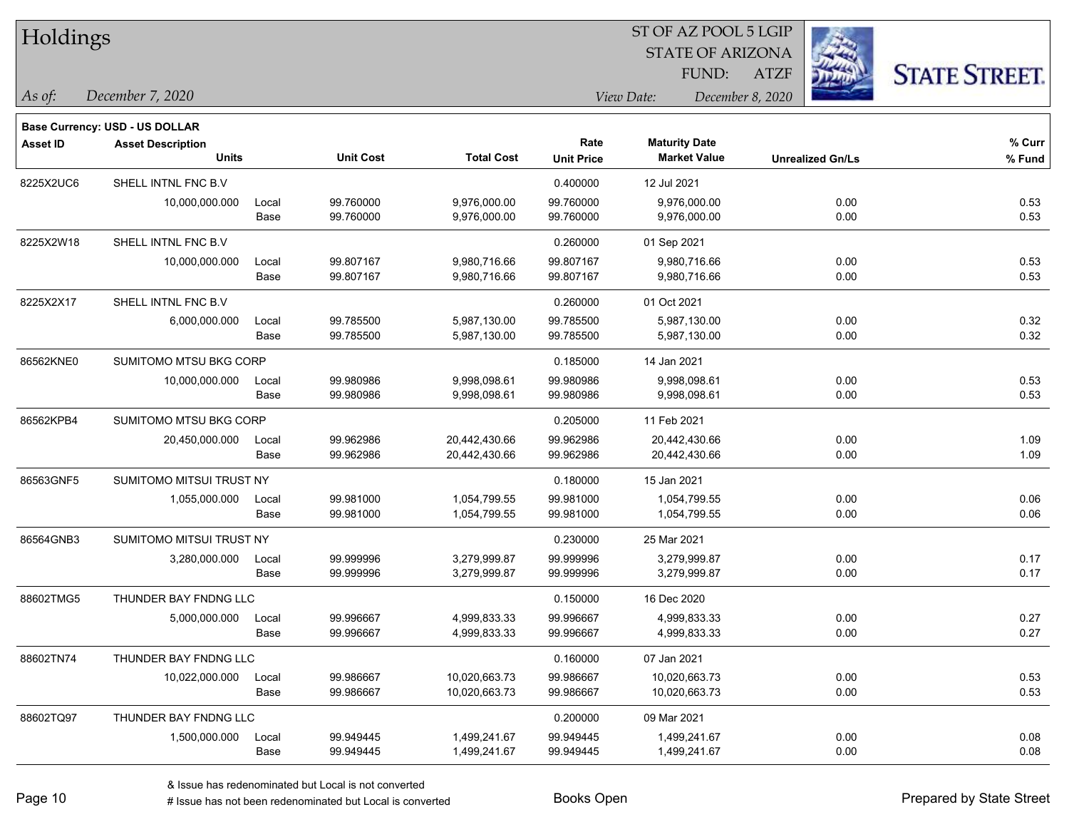# Holdings

ST OF AZ POOL 5 LGIP
STATE OF ARIZONA
FUND: ATZF

*As of:* *December 7, 2020*

*View Date:* *December 8, 2020*

**Base Currency: USD - US DOLLAR**

| Asset ID | Asset Description / Units | | Unit Cost | Total Cost | Rate / Unit Price | Maturity Date / Market Value | Unrealized Gn/Ls | % Curr / % Fund |
|---|---|---|---|---|---|---|---|---|
| 8225X2UC6 | SHELL INTNL FNC B.V | | | | 0.400000 | 12 Jul 2021 | | |
| | 10,000,000.000 | Local | 99.760000 | 9,976,000.00 | 99.760000 | 9,976,000.00 | 0.00 | 0.53 |
| | | Base | 99.760000 | 9,976,000.00 | 99.760000 | 9,976,000.00 | 0.00 | 0.53 |
| 8225X2W18 | SHELL INTNL FNC B.V | | | | 0.260000 | 01 Sep 2021 | | |
| | 10,000,000.000 | Local | 99.807167 | 9,980,716.66 | 99.807167 | 9,980,716.66 | 0.00 | 0.53 |
| | | Base | 99.807167 | 9,980,716.66 | 99.807167 | 9,980,716.66 | 0.00 | 0.53 |
| 8225X2X17 | SHELL INTNL FNC B.V | | | | 0.260000 | 01 Oct 2021 | | |
| | 6,000,000.000 | Local | 99.785500 | 5,987,130.00 | 99.785500 | 5,987,130.00 | 0.00 | 0.32 |
| | | Base | 99.785500 | 5,987,130.00 | 99.785500 | 5,987,130.00 | 0.00 | 0.32 |
| 86562KNE0 | SUMITOMO MTSU BKG CORP | | | | 0.185000 | 14 Jan 2021 | | |
| | 10,000,000.000 | Local | 99.980986 | 9,998,098.61 | 99.980986 | 9,998,098.61 | 0.00 | 0.53 |
| | | Base | 99.980986 | 9,998,098.61 | 99.980986 | 9,998,098.61 | 0.00 | 0.53 |
| 86562KPB4 | SUMITOMO MTSU BKG CORP | | | | 0.205000 | 11 Feb 2021 | | |
| | 20,450,000.000 | Local | 99.962986 | 20,442,430.66 | 99.962986 | 20,442,430.66 | 0.00 | 1.09 |
| | | Base | 99.962986 | 20,442,430.66 | 99.962986 | 20,442,430.66 | 0.00 | 1.09 |
| 86563GNF5 | SUMITOMO MITSUI TRUST NY | | | | 0.180000 | 15 Jan 2021 | | |
| | 1,055,000.000 | Local | 99.981000 | 1,054,799.55 | 99.981000 | 1,054,799.55 | 0.00 | 0.06 |
| | | Base | 99.981000 | 1,054,799.55 | 99.981000 | 1,054,799.55 | 0.00 | 0.06 |
| 86564GNB3 | SUMITOMO MITSUI TRUST NY | | | | 0.230000 | 25 Mar 2021 | | |
| | 3,280,000.000 | Local | 99.999996 | 3,279,999.87 | 99.999996 | 3,279,999.87 | 0.00 | 0.17 |
| | | Base | 99.999996 | 3,279,999.87 | 99.999996 | 3,279,999.87 | 0.00 | 0.17 |
| 88602TMG5 | THUNDER BAY FNDNG LLC | | | | 0.150000 | 16 Dec 2020 | | |
| | 5,000,000.000 | Local | 99.996667 | 4,999,833.33 | 99.996667 | 4,999,833.33 | 0.00 | 0.27 |
| | | Base | 99.996667 | 4,999,833.33 | 99.996667 | 4,999,833.33 | 0.00 | 0.27 |
| 88602TN74 | THUNDER BAY FNDNG LLC | | | | 0.160000 | 07 Jan 2021 | | |
| | 10,022,000.000 | Local | 99.986667 | 10,020,663.73 | 99.986667 | 10,020,663.73 | 0.00 | 0.53 |
| | | Base | 99.986667 | 10,020,663.73 | 99.986667 | 10,020,663.73 | 0.00 | 0.53 |
| 88602TQ97 | THUNDER BAY FNDNG LLC | | | | 0.200000 | 09 Mar 2021 | | |
| | 1,500,000.000 | Local | 99.949445 | 1,499,241.67 | 99.949445 | 1,499,241.67 | 0.00 | 0.08 |
| | | Base | 99.949445 | 1,499,241.67 | 99.949445 | 1,499,241.67 | 0.00 | 0.08 |

& Issue has redenominated but Local is not converted
# Issue has not been redenominated but Local is converted

Books Open

Prepared by State Street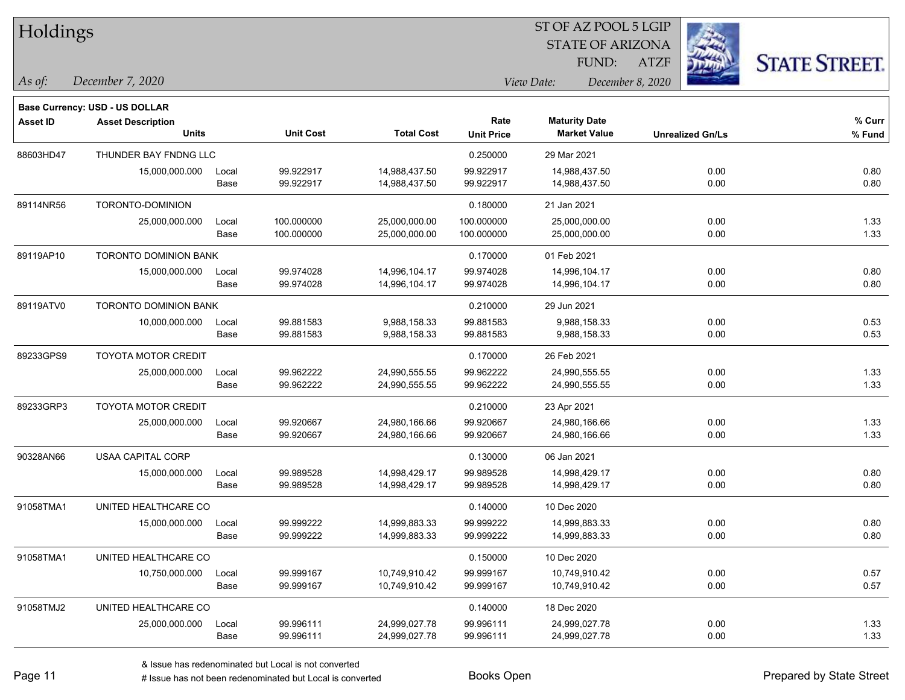# Holdings

ST OF AZ POOL 5 LGIP
STATE OF ARIZONA
FUND: ATZF

*As of:* December 7, 2020    *View Date:* December 8, 2020

**Base Currency: USD - US DOLLAR**

| Asset ID | Asset Description / Units | | Unit Cost | Total Cost | Rate / Unit Price | Maturity Date / Market Value | Unrealized Gn/Ls | % Curr / % Fund |
|---|---|---|---|---|---|---|---|---|
| 88603HD47 | THUNDER BAY FNDNG LLC | | | | 0.250000 | 29 Mar 2021 | | |
| | 15,000,000.000 | Local | 99.922917 | 14,988,437.50 | 99.922917 | 14,988,437.50 | 0.00 | 0.80 |
| | | Base | 99.922917 | 14,988,437.50 | 99.922917 | 14,988,437.50 | 0.00 | 0.80 |
| 89114NR56 | TORONTO-DOMINION | | | | 0.180000 | 21 Jan 2021 | | |
| | 25,000,000.000 | Local | 100.000000 | 25,000,000.00 | 100.000000 | 25,000,000.00 | 0.00 | 1.33 |
| | | Base | 100.000000 | 25,000,000.00 | 100.000000 | 25,000,000.00 | 0.00 | 1.33 |
| 89119AP10 | TORONTO DOMINION BANK | | | | 0.170000 | 01 Feb 2021 | | |
| | 15,000,000.000 | Local | 99.974028 | 14,996,104.17 | 99.974028 | 14,996,104.17 | 0.00 | 0.80 |
| | | Base | 99.974028 | 14,996,104.17 | 99.974028 | 14,996,104.17 | 0.00 | 0.80 |
| 89119ATV0 | TORONTO DOMINION BANK | | | | 0.210000 | 29 Jun 2021 | | |
| | 10,000,000.000 | Local | 99.881583 | 9,988,158.33 | 99.881583 | 9,988,158.33 | 0.00 | 0.53 |
| | | Base | 99.881583 | 9,988,158.33 | 99.881583 | 9,988,158.33 | 0.00 | 0.53 |
| 89233GPS9 | TOYOTA MOTOR CREDIT | | | | 0.170000 | 26 Feb 2021 | | |
| | 25,000,000.000 | Local | 99.962222 | 24,990,555.55 | 99.962222 | 24,990,555.55 | 0.00 | 1.33 |
| | | Base | 99.962222 | 24,990,555.55 | 99.962222 | 24,990,555.55 | 0.00 | 1.33 |
| 89233GRP3 | TOYOTA MOTOR CREDIT | | | | 0.210000 | 23 Apr 2021 | | |
| | 25,000,000.000 | Local | 99.920667 | 24,980,166.66 | 99.920667 | 24,980,166.66 | 0.00 | 1.33 |
| | | Base | 99.920667 | 24,980,166.66 | 99.920667 | 24,980,166.66 | 0.00 | 1.33 |
| 90328AN66 | USAA CAPITAL CORP | | | | 0.130000 | 06 Jan 2021 | | |
| | 15,000,000.000 | Local | 99.989528 | 14,998,429.17 | 99.989528 | 14,998,429.17 | 0.00 | 0.80 |
| | | Base | 99.989528 | 14,998,429.17 | 99.989528 | 14,998,429.17 | 0.00 | 0.80 |
| 91058TMA1 | UNITED HEALTHCARE CO | | | | 0.140000 | 10 Dec 2020 | | |
| | 15,000,000.000 | Local | 99.999222 | 14,999,883.33 | 99.999222 | 14,999,883.33 | 0.00 | 0.80 |
| | | Base | 99.999222 | 14,999,883.33 | 99.999222 | 14,999,883.33 | 0.00 | 0.80 |
| 91058TMA1 | UNITED HEALTHCARE CO | | | | 0.150000 | 10 Dec 2020 | | |
| | 10,750,000.000 | Local | 99.999167 | 10,749,910.42 | 99.999167 | 10,749,910.42 | 0.00 | 0.57 |
| | | Base | 99.999167 | 10,749,910.42 | 99.999167 | 10,749,910.42 | 0.00 | 0.57 |
| 91058TMJ2 | UNITED HEALTHCARE CO | | | | 0.140000 | 18 Dec 2020 | | |
| | 25,000,000.000 | Local | 99.996111 | 24,999,027.78 | 99.996111 | 24,999,027.78 | 0.00 | 1.33 |
| | | Base | 99.996111 | 24,999,027.78 | 99.996111 | 24,999,027.78 | 0.00 | 1.33 |

& Issue has redenominated but Local is not converted
# Issue has not been redenominated but Local is converted

Books Open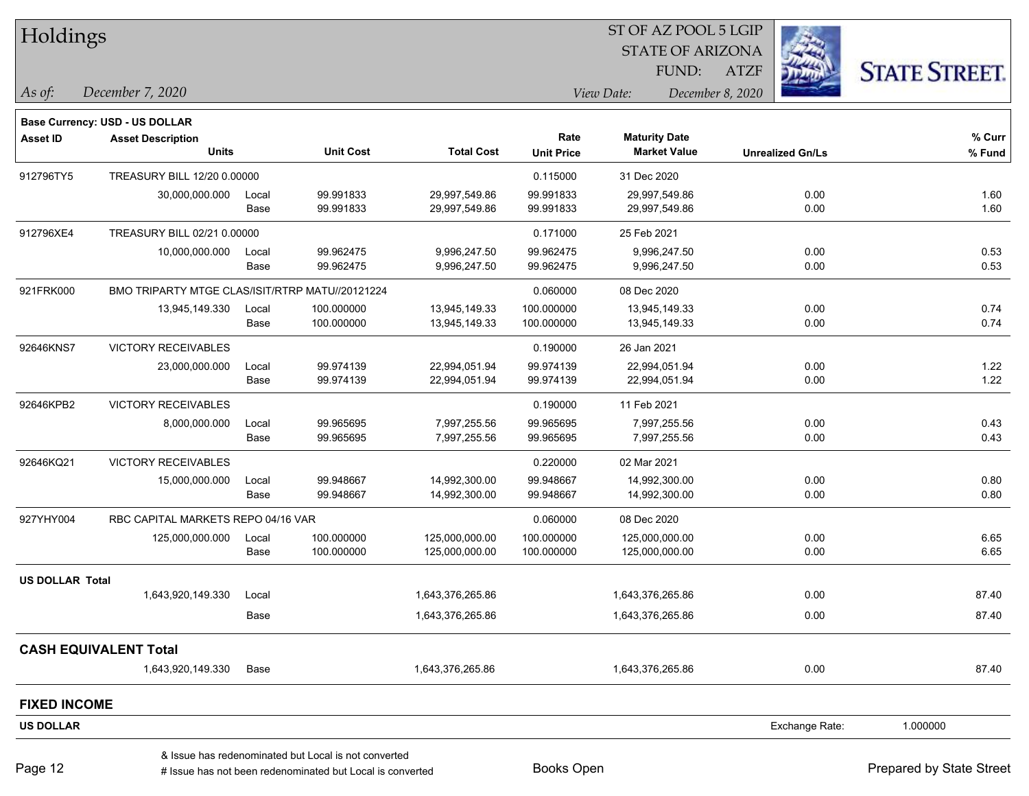# Holdings

ST OF AZ POOL 5 LGIP
STATE OF ARIZONA
FUND: ATZF

*As of:* *December 7, 2020* *View Date:* *December 8, 2020*

**Base Currency: USD - US DOLLAR**

| Asset ID | Asset Description / Units | | Unit Cost | Total Cost | Rate / Unit Price | Maturity Date / Market Value | Unrealized Gn/Ls | % Curr / % Fund |
|---|---|---|---|---|---|---|---|---|
| 912796TY5 | TREASURY BILL 12/20 0.00000 | | | | 0.115000 | 31 Dec 2020 | | |
| | 30,000,000.000 | Local | 99.991833 | 29,997,549.86 | 99.991833 | 29,997,549.86 | 0.00 | 1.60 |
| | | Base | 99.991833 | 29,997,549.86 | 99.991833 | 29,997,549.86 | 0.00 | 1.60 |
| 912796XE4 | TREASURY BILL 02/21 0.00000 | | | | 0.171000 | 25 Feb 2021 | | |
| | 10,000,000.000 | Local | 99.962475 | 9,996,247.50 | 99.962475 | 9,996,247.50 | 0.00 | 0.53 |
| | | Base | 99.962475 | 9,996,247.50 | 99.962475 | 9,996,247.50 | 0.00 | 0.53 |
| 921FRK000 | BMO TRIPARTY MTGE CLAS/ISIT/RTRP MATU//20121224 | | | | 0.060000 | 08 Dec 2020 | | |
| | 13,945,149.330 | Local | 100.000000 | 13,945,149.33 | 100.000000 | 13,945,149.33 | 0.00 | 0.74 |
| | | Base | 100.000000 | 13,945,149.33 | 100.000000 | 13,945,149.33 | 0.00 | 0.74 |
| 92646KNS7 | VICTORY RECEIVABLES | | | | 0.190000 | 26 Jan 2021 | | |
| | 23,000,000.000 | Local | 99.974139 | 22,994,051.94 | 99.974139 | 22,994,051.94 | 0.00 | 1.22 |
| | | Base | 99.974139 | 22,994,051.94 | 99.974139 | 22,994,051.94 | 0.00 | 1.22 |
| 92646KPB2 | VICTORY RECEIVABLES | | | | 0.190000 | 11 Feb 2021 | | |
| | 8,000,000.000 | Local | 99.965695 | 7,997,255.56 | 99.965695 | 7,997,255.56 | 0.00 | 0.43 |
| | | Base | 99.965695 | 7,997,255.56 | 99.965695 | 7,997,255.56 | 0.00 | 0.43 |
| 92646KQ21 | VICTORY RECEIVABLES | | | | 0.220000 | 02 Mar 2021 | | |
| | 15,000,000.000 | Local | 99.948667 | 14,992,300.00 | 99.948667 | 14,992,300.00 | 0.00 | 0.80 |
| | | Base | 99.948667 | 14,992,300.00 | 99.948667 | 14,992,300.00 | 0.00 | 0.80 |
| 927YHY004 | RBC CAPITAL MARKETS REPO 04/16 VAR | | | | 0.060000 | 08 Dec 2020 | | |
| | 125,000,000.000 | Local | 100.000000 | 125,000,000.00 | 100.000000 | 125,000,000.00 | 0.00 | 6.65 |
| | | Base | 100.000000 | 125,000,000.00 | 100.000000 | 125,000,000.00 | 0.00 | 6.65 |
| **US DOLLAR Total** | | | | | | | | |
| | 1,643,920,149.330 | Local | | 1,643,376,265.86 | | 1,643,376,265.86 | 0.00 | 87.40 |
| | | Base | | 1,643,376,265.86 | | 1,643,376,265.86 | 0.00 | 87.40 |
| **CASH EQUIVALENT Total** | | | | | | | | |
| | 1,643,920,149.330 | Base | | 1,643,376,265.86 | | 1,643,376,265.86 | 0.00 | 87.40 |

## FIXED INCOME

**US DOLLAR** Exchange Rate: 1.000000

& Issue has redenominated but Local is not converted
# Issue has not been redenominated but Local is converted

Books Open

Prepared by State Street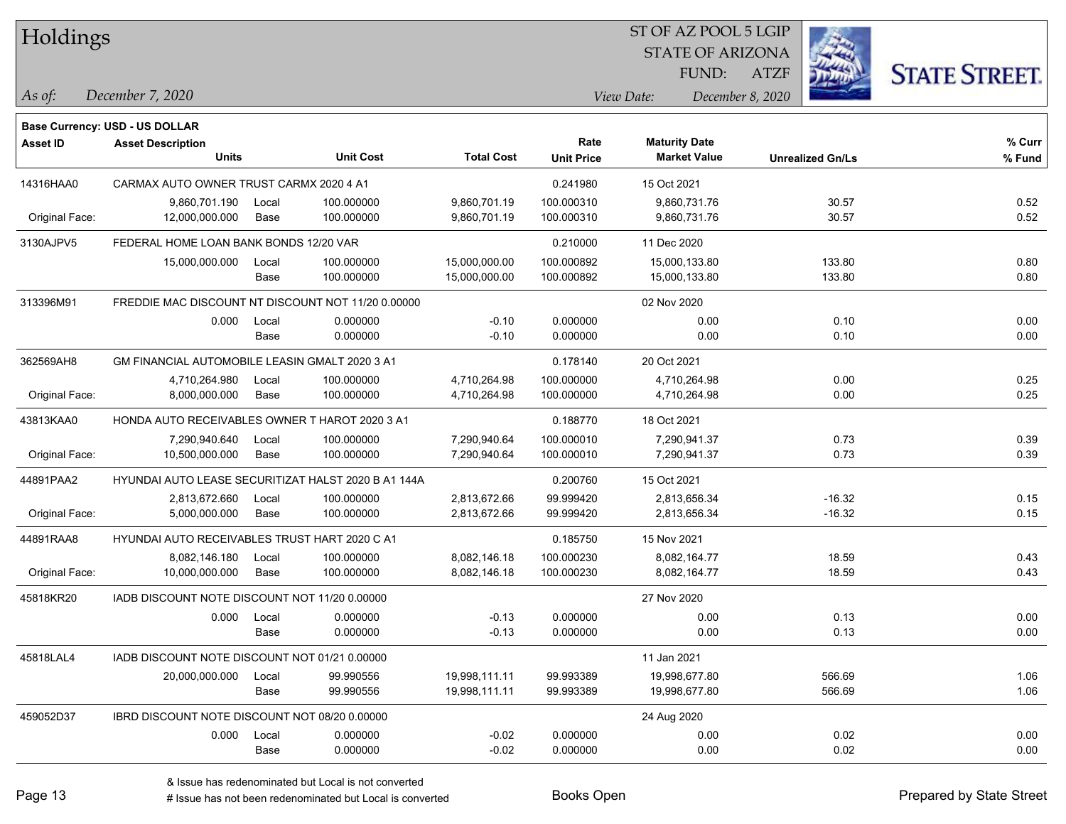# Holdings

ST OF AZ POOL 5 LGIP
STATE OF ARIZONA
FUND: ATZF

*As of:* *December 7, 2020*

*View Date:* *December 8, 2020*

**Base Currency: USD - US DOLLAR**

| Asset ID | Asset Description / Units | | Unit Cost | Total Cost | Rate / Unit Price | Maturity Date / Market Value | Unrealized Gn/Ls | % Curr / % Fund |
|---|---|---|---|---|---|---|---|---|
| 14316HAA0 | CARMAX AUTO OWNER TRUST CARMX 2020 4 A1 | | | | 0.241980 | 15 Oct 2021 | | |
| | 9,860,701.190 | Local | 100.000000 | 9,860,701.19 | 100.000310 | 9,860,731.76 | 30.57 | 0.52 |
| Original Face: | 12,000,000.000 | Base | 100.000000 | 9,860,701.19 | 100.000310 | 9,860,731.76 | 30.57 | 0.52 |
| 3130AJPV5 | FEDERAL HOME LOAN BANK BONDS 12/20 VAR | | | | 0.210000 | 11 Dec 2020 | | |
| | 15,000,000.000 | Local | 100.000000 | 15,000,000.00 | 100.000892 | 15,000,133.80 | 133.80 | 0.80 |
| | | Base | 100.000000 | 15,000,000.00 | 100.000892 | 15,000,133.80 | 133.80 | 0.80 |
| 313396M91 | FREDDIE MAC DISCOUNT NT DISCOUNT NOT 11/20 0.00000 | | | | | 02 Nov 2020 | | |
| | 0.000 | Local | 0.000000 | -0.10 | 0.000000 | 0.00 | 0.10 | 0.00 |
| | | Base | 0.000000 | -0.10 | 0.000000 | 0.00 | 0.10 | 0.00 |
| 362569AH8 | GM FINANCIAL AUTOMOBILE LEASIN GMALT 2020 3 A1 | | | | 0.178140 | 20 Oct 2021 | | |
| | 4,710,264.980 | Local | 100.000000 | 4,710,264.98 | 100.000000 | 4,710,264.98 | 0.00 | 0.25 |
| Original Face: | 8,000,000.000 | Base | 100.000000 | 4,710,264.98 | 100.000000 | 4,710,264.98 | 0.00 | 0.25 |
| 43813KAA0 | HONDA AUTO RECEIVABLES OWNER T HAROT 2020 3 A1 | | | | 0.188770 | 18 Oct 2021 | | |
| | 7,290,940.640 | Local | 100.000000 | 7,290,940.64 | 100.000010 | 7,290,941.37 | 0.73 | 0.39 |
| Original Face: | 10,500,000.000 | Base | 100.000000 | 7,290,940.64 | 100.000010 | 7,290,941.37 | 0.73 | 0.39 |
| 44891PAA2 | HYUNDAI AUTO LEASE SECURITIZAT HALST 2020 B A1 144A | | | | 0.200760 | 15 Oct 2021 | | |
| | 2,813,672.660 | Local | 100.000000 | 2,813,672.66 | 99.999420 | 2,813,656.34 | -16.32 | 0.15 |
| Original Face: | 5,000,000.000 | Base | 100.000000 | 2,813,672.66 | 99.999420 | 2,813,656.34 | -16.32 | 0.15 |
| 44891RAA8 | HYUNDAI AUTO RECEIVABLES TRUST HART 2020 C A1 | | | | 0.185750 | 15 Nov 2021 | | |
| | 8,082,146.180 | Local | 100.000000 | 8,082,146.18 | 100.000230 | 8,082,164.77 | 18.59 | 0.43 |
| Original Face: | 10,000,000.000 | Base | 100.000000 | 8,082,146.18 | 100.000230 | 8,082,164.77 | 18.59 | 0.43 |
| 45818KR20 | IADB DISCOUNT NOTE DISCOUNT NOT 11/20 0.00000 | | | | | 27 Nov 2020 | | |
| | 0.000 | Local | 0.000000 | -0.13 | 0.000000 | 0.00 | 0.13 | 0.00 |
| | | Base | 0.000000 | -0.13 | 0.000000 | 0.00 | 0.13 | 0.00 |
| 45818LAL4 | IADB DISCOUNT NOTE DISCOUNT NOT 01/21 0.00000 | | | | | 11 Jan 2021 | | |
| | 20,000,000.000 | Local | 99.990556 | 19,998,111.11 | 99.993389 | 19,998,677.80 | 566.69 | 1.06 |
| | | Base | 99.990556 | 19,998,111.11 | 99.993389 | 19,998,677.80 | 566.69 | 1.06 |
| 459052D37 | IBRD DISCOUNT NOTE DISCOUNT NOT 08/20 0.00000 | | | | | 24 Aug 2020 | | |
| | 0.000 | Local | 0.000000 | -0.02 | 0.000000 | 0.00 | 0.02 | 0.00 |
| | | Base | 0.000000 | -0.02 | 0.000000 | 0.00 | 0.02 | 0.00 |

& Issue has redenominated but Local is not converted
# Issue has not been redenominated but Local is converted

Books Open

Prepared by State Street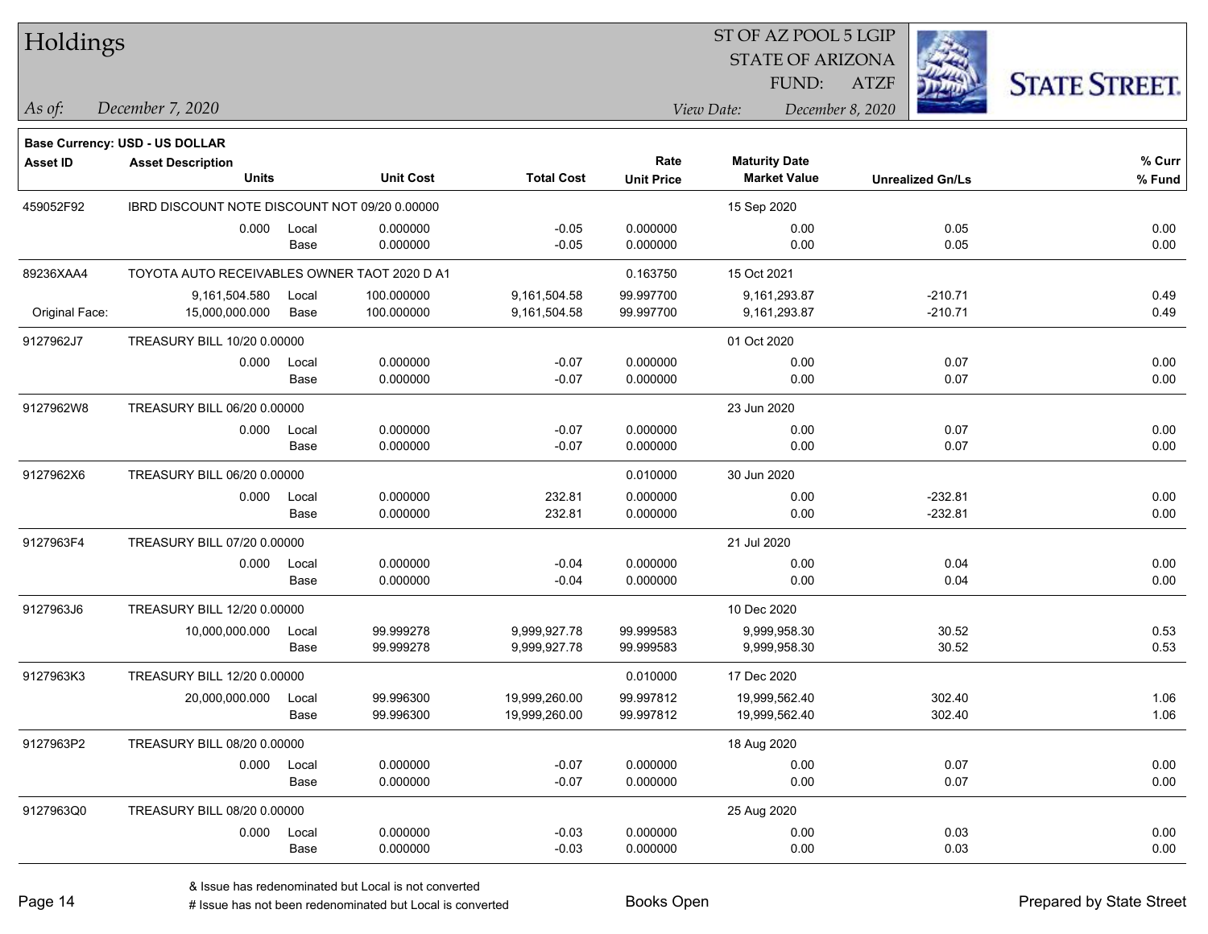# Holdings

ST OF AZ POOL 5 LGIP
STATE OF ARIZONA
FUND: ATZF

*As of:* *December 7, 2020*

*View Date:* *December 8, 2020*

**Base Currency: USD - US DOLLAR**

| Asset ID | Asset Description / Units | | Unit Cost | Total Cost | Rate / Unit Price | Maturity Date / Market Value | Unrealized Gn/Ls | % Curr / % Fund |
|---|---|---|---|---|---|---|---|---|
| 459052F92 | IBRD DISCOUNT NOTE DISCOUNT NOT 09/20 0.00000 | | | | | 15 Sep 2020 | | |
| | 0.000 | Local | 0.000000 | -0.05 | 0.000000 | 0.00 | 0.05 | 0.00 |
| | | Base | 0.000000 | -0.05 | 0.000000 | 0.00 | 0.05 | 0.00 |
| 89236XAA4 | TOYOTA AUTO RECEIVABLES OWNER TAOT 2020 D A1 | | | | 0.163750 | 15 Oct 2021 | | |
| | 9,161,504.580 | Local | 100.000000 | 9,161,504.58 | 99.997700 | 9,161,293.87 | -210.71 | 0.49 |
| Original Face: | 15,000,000.000 | Base | 100.000000 | 9,161,504.58 | 99.997700 | 9,161,293.87 | -210.71 | 0.49 |
| 9127962J7 | TREASURY BILL 10/20 0.00000 | | | | | 01 Oct 2020 | | |
| | 0.000 | Local | 0.000000 | -0.07 | 0.000000 | 0.00 | 0.07 | 0.00 |
| | | Base | 0.000000 | -0.07 | 0.000000 | 0.00 | 0.07 | 0.00 |
| 9127962W8 | TREASURY BILL 06/20 0.00000 | | | | | 23 Jun 2020 | | |
| | 0.000 | Local | 0.000000 | -0.07 | 0.000000 | 0.00 | 0.07 | 0.00 |
| | | Base | 0.000000 | -0.07 | 0.000000 | 0.00 | 0.07 | 0.00 |
| 9127962X6 | TREASURY BILL 06/20 0.00000 | | | | 0.010000 | 30 Jun 2020 | | |
| | 0.000 | Local | 0.000000 | 232.81 | 0.000000 | 0.00 | -232.81 | 0.00 |
| | | Base | 0.000000 | 232.81 | 0.000000 | 0.00 | -232.81 | 0.00 |
| 9127963F4 | TREASURY BILL 07/20 0.00000 | | | | | 21 Jul 2020 | | |
| | 0.000 | Local | 0.000000 | -0.04 | 0.000000 | 0.00 | 0.04 | 0.00 |
| | | Base | 0.000000 | -0.04 | 0.000000 | 0.00 | 0.04 | 0.00 |
| 9127963J6 | TREASURY BILL 12/20 0.00000 | | | | | 10 Dec 2020 | | |
| | 10,000,000.000 | Local | 99.999278 | 9,999,927.78 | 99.999583 | 9,999,958.30 | 30.52 | 0.53 |
| | | Base | 99.999278 | 9,999,927.78 | 99.999583 | 9,999,958.30 | 30.52 | 0.53 |
| 9127963K3 | TREASURY BILL 12/20 0.00000 | | | | 0.010000 | 17 Dec 2020 | | |
| | 20,000,000.000 | Local | 99.996300 | 19,999,260.00 | 99.997812 | 19,999,562.40 | 302.40 | 1.06 |
| | | Base | 99.996300 | 19,999,260.00 | 99.997812 | 19,999,562.40 | 302.40 | 1.06 |
| 9127963P2 | TREASURY BILL 08/20 0.00000 | | | | | 18 Aug 2020 | | |
| | 0.000 | Local | 0.000000 | -0.07 | 0.000000 | 0.00 | 0.07 | 0.00 |
| | | Base | 0.000000 | -0.07 | 0.000000 | 0.00 | 0.07 | 0.00 |
| 9127963Q0 | TREASURY BILL 08/20 0.00000 | | | | | 25 Aug 2020 | | |
| | 0.000 | Local | 0.000000 | -0.03 | 0.000000 | 0.00 | 0.03 | 0.00 |
| | | Base | 0.000000 | -0.03 | 0.000000 | 0.00 | 0.03 | 0.00 |

& Issue has redenominated but Local is not converted
# Issue has not been redenominated but Local is converted

Books Open

Prepared by State Street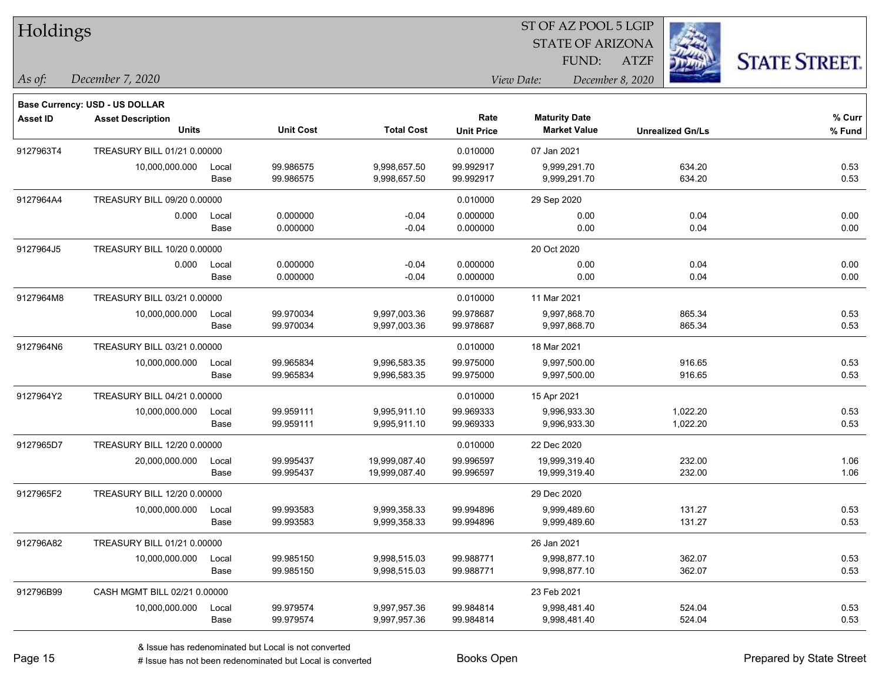# Holdings

ST OF AZ POOL 5 LGIP
STATE OF ARIZONA
FUND: ATZF

*As of:* December 7, 2020 | *View Date:* December 8, 2020

STATE STREET.

**Base Currency: USD - US DOLLAR**

| Asset ID | Asset Description / Units | | Unit Cost | Total Cost | Rate / Unit Price | Maturity Date / Market Value | Unrealized Gn/Ls | % Curr / % Fund |
|---|---|---|---|---|---|---|---|---|
| 9127963T4 | TREASURY BILL 01/21 0.00000 | | | | 0.010000 | 07 Jan 2021 | | |
| | 10,000,000.000 | Local | 99.986575 | 9,998,657.50 | 99.992917 | 9,999,291.70 | 634.20 | 0.53 |
| | | Base | 99.986575 | 9,998,657.50 | 99.992917 | 9,999,291.70 | 634.20 | 0.53 |
| 9127964A4 | TREASURY BILL 09/20 0.00000 | | | | 0.010000 | 29 Sep 2020 | | |
| | 0.000 | Local | 0.000000 | -0.04 | 0.000000 | 0.00 | 0.04 | 0.00 |
| | | Base | 0.000000 | -0.04 | 0.000000 | 0.00 | 0.04 | 0.00 |
| 9127964J5 | TREASURY BILL 10/20 0.00000 | | | | | 20 Oct 2020 | | |
| | 0.000 | Local | 0.000000 | -0.04 | 0.000000 | 0.00 | 0.04 | 0.00 |
| | | Base | 0.000000 | -0.04 | 0.000000 | 0.00 | 0.04 | 0.00 |
| 9127964M8 | TREASURY BILL 03/21 0.00000 | | | | 0.010000 | 11 Mar 2021 | | |
| | 10,000,000.000 | Local | 99.970034 | 9,997,003.36 | 99.978687 | 9,997,868.70 | 865.34 | 0.53 |
| | | Base | 99.970034 | 9,997,003.36 | 99.978687 | 9,997,868.70 | 865.34 | 0.53 |
| 9127964N6 | TREASURY BILL 03/21 0.00000 | | | | 0.010000 | 18 Mar 2021 | | |
| | 10,000,000.000 | Local | 99.965834 | 9,996,583.35 | 99.975000 | 9,997,500.00 | 916.65 | 0.53 |
| | | Base | 99.965834 | 9,996,583.35 | 99.975000 | 9,997,500.00 | 916.65 | 0.53 |
| 9127964Y2 | TREASURY BILL 04/21 0.00000 | | | | 0.010000 | 15 Apr 2021 | | |
| | 10,000,000.000 | Local | 99.959111 | 9,995,911.10 | 99.969333 | 9,996,933.30 | 1,022.20 | 0.53 |
| | | Base | 99.959111 | 9,995,911.10 | 99.969333 | 9,996,933.30 | 1,022.20 | 0.53 |
| 9127965D7 | TREASURY BILL 12/20 0.00000 | | | | 0.010000 | 22 Dec 2020 | | |
| | 20,000,000.000 | Local | 99.995437 | 19,999,087.40 | 99.996597 | 19,999,319.40 | 232.00 | 1.06 |
| | | Base | 99.995437 | 19,999,087.40 | 99.996597 | 19,999,319.40 | 232.00 | 1.06 |
| 9127965F2 | TREASURY BILL 12/20 0.00000 | | | | | 29 Dec 2020 | | |
| | 10,000,000.000 | Local | 99.993583 | 9,999,358.33 | 99.994896 | 9,999,489.60 | 131.27 | 0.53 |
| | | Base | 99.993583 | 9,999,358.33 | 99.994896 | 9,999,489.60 | 131.27 | 0.53 |
| 912796A82 | TREASURY BILL 01/21 0.00000 | | | | | 26 Jan 2021 | | |
| | 10,000,000.000 | Local | 99.985150 | 9,998,515.03 | 99.988771 | 9,998,877.10 | 362.07 | 0.53 |
| | | Base | 99.985150 | 9,998,515.03 | 99.988771 | 9,998,877.10 | 362.07 | 0.53 |
| 912796B99 | CASH MGMT BILL 02/21 0.00000 | | | | | 23 Feb 2021 | | |
| | 10,000,000.000 | Local | 99.979574 | 9,997,957.36 | 99.984814 | 9,998,481.40 | 524.04 | 0.53 |
| | | Base | 99.979574 | 9,997,957.36 | 99.984814 | 9,998,481.40 | 524.04 | 0.53 |

& Issue has redenominated but Local is not converted
# Issue has not been redenominated but Local is converted

Books Open

Prepared by State Street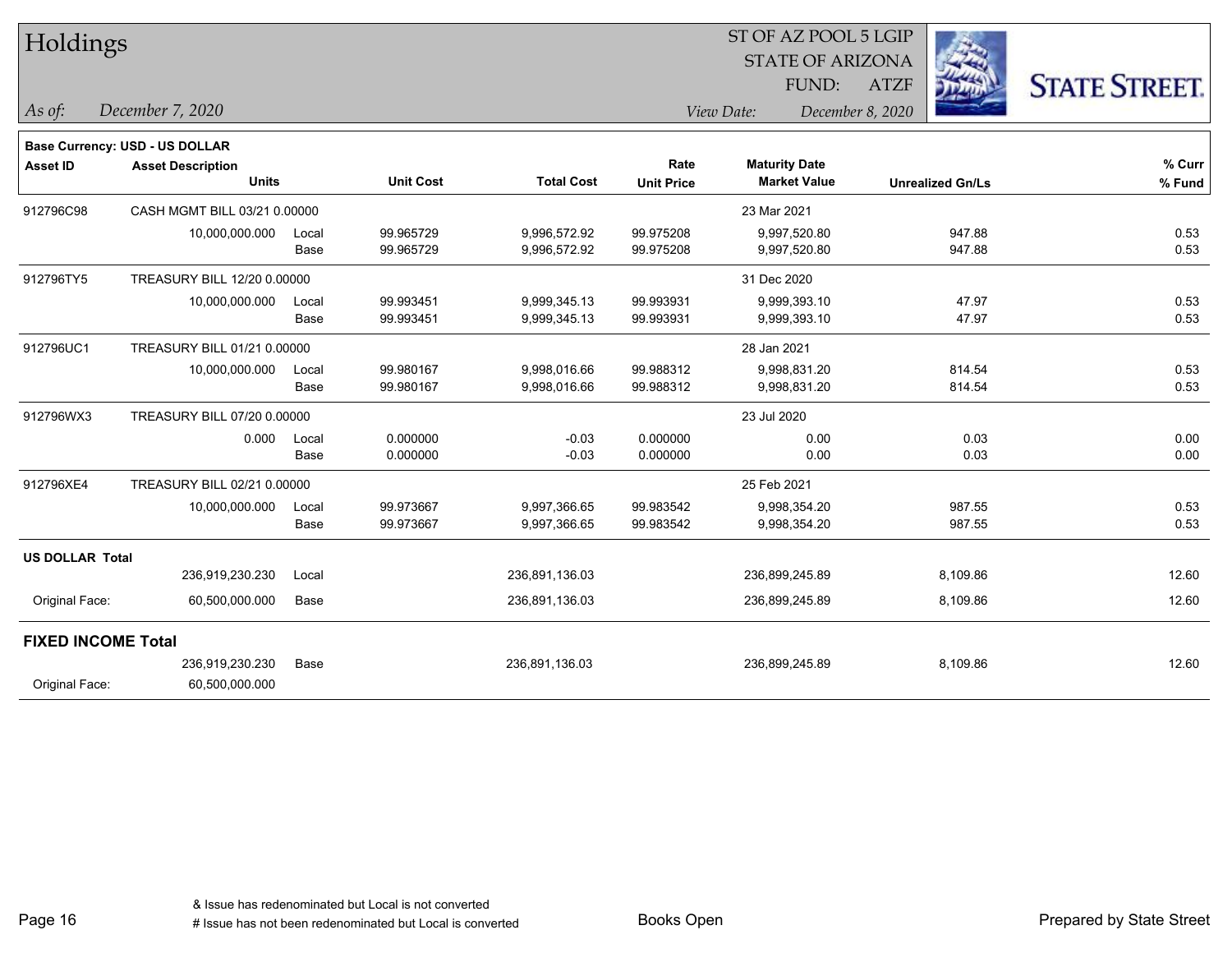# Holdings

ST OF AZ POOL 5 LGIP
STATE OF ARIZONA
FUND: ATZF

*As of:* *December 7, 2020*

*View Date:* *December 8, 2020*

STATE STREET.

**Base Currency: USD - US DOLLAR**

| Asset ID | Asset Description / Units | | Unit Cost | Total Cost | Rate / Unit Price | Maturity Date / Market Value | Unrealized Gn/Ls | % Curr / % Fund |
|---|---|---|---|---|---|---|---|---|
| 912796C98 | CASH MGMT BILL 03/21 0.00000 | | | | | 23 Mar 2021 | | |
| | 10,000,000.000 | Local | 99.965729 | 9,996,572.92 | 99.975208 | 9,997,520.80 | 947.88 | 0.53 |
| | | Base | 99.965729 | 9,996,572.92 | 99.975208 | 9,997,520.80 | 947.88 | 0.53 |
| 912796TY5 | TREASURY BILL 12/20 0.00000 | | | | | 31 Dec 2020 | | |
| | 10,000,000.000 | Local | 99.993451 | 9,999,345.13 | 99.993931 | 9,999,393.10 | 47.97 | 0.53 |
| | | Base | 99.993451 | 9,999,345.13 | 99.993931 | 9,999,393.10 | 47.97 | 0.53 |
| 912796UC1 | TREASURY BILL 01/21 0.00000 | | | | | 28 Jan 2021 | | |
| | 10,000,000.000 | Local | 99.980167 | 9,998,016.66 | 99.988312 | 9,998,831.20 | 814.54 | 0.53 |
| | | Base | 99.980167 | 9,998,016.66 | 99.988312 | 9,998,831.20 | 814.54 | 0.53 |
| 912796WX3 | TREASURY BILL 07/20 0.00000 | | | | | 23 Jul 2020 | | |
| | 0.000 | Local | 0.000000 | -0.03 | 0.000000 | 0.00 | 0.03 | 0.00 |
| | | Base | 0.000000 | -0.03 | 0.000000 | 0.00 | 0.03 | 0.00 |
| 912796XE4 | TREASURY BILL 02/21 0.00000 | | | | | 25 Feb 2021 | | |
| | 10,000,000.000 | Local | 99.973667 | 9,997,366.65 | 99.983542 | 9,998,354.20 | 987.55 | 0.53 |
| | | Base | 99.973667 | 9,997,366.65 | 99.983542 | 9,998,354.20 | 987.55 | 0.53 |
| **US DOLLAR Total** | | | | | | | | |
| | 236,919,230.230 | Local | | 236,891,136.03 | | 236,899,245.89 | 8,109.86 | 12.60 |
| Original Face: | 60,500,000.000 | Base | | 236,891,136.03 | | 236,899,245.89 | 8,109.86 | 12.60 |
| **FIXED INCOME Total** | | | | | | | | |
| | 236,919,230.230 | Base | | 236,891,136.03 | | 236,899,245.89 | 8,109.86 | 12.60 |
| Original Face: | 60,500,000.000 | | | | | | | |

& Issue has redenominated but Local is not converted
# Issue has not been redenominated but Local is converted

Books Open

Prepared by State Street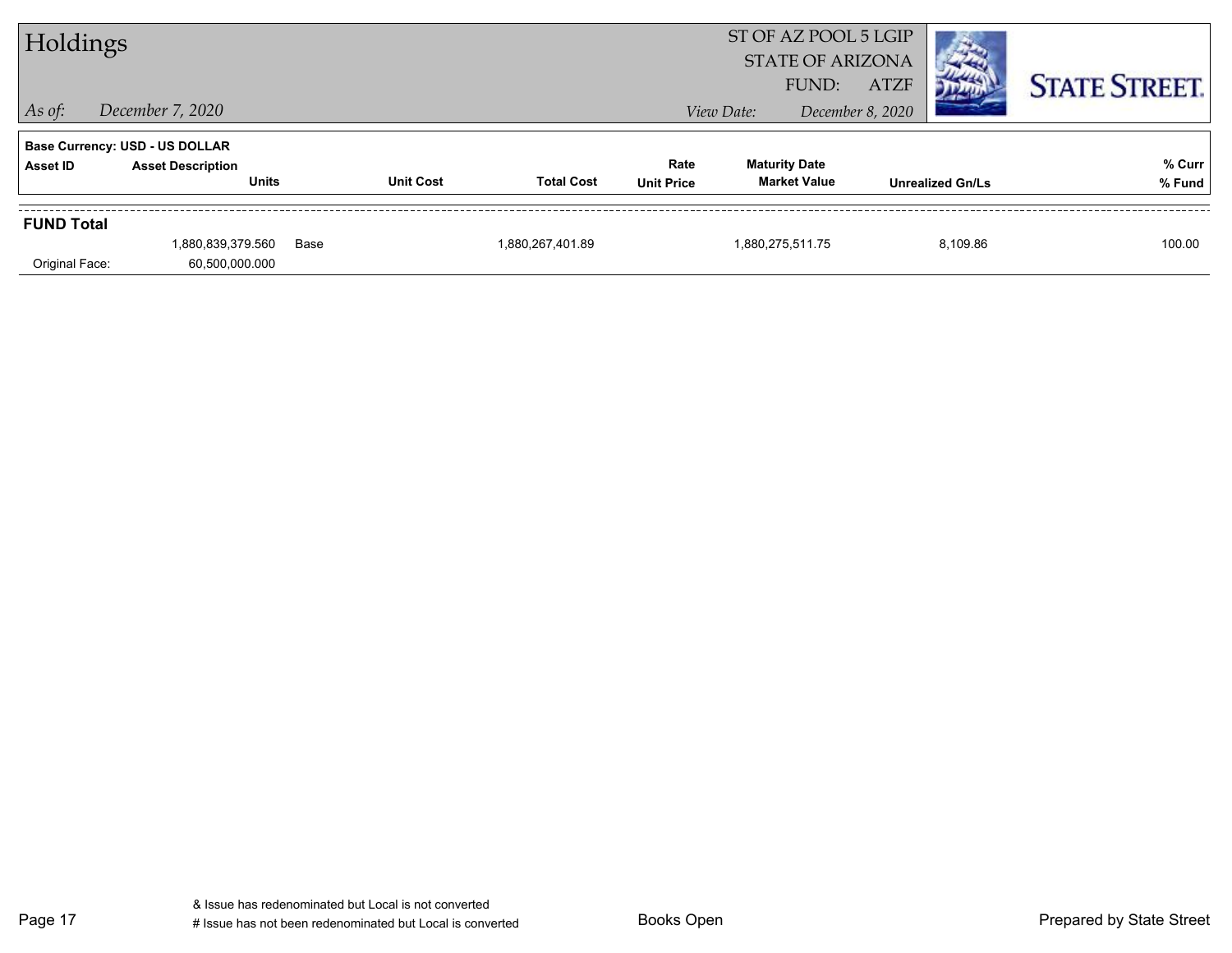# Holdings

*As of:* December 7, 2020

ST OF AZ POOL 5 LGIP
STATE OF ARIZONA
FUND: ATZF

*View Date:* December 8, 2020

STATE STREET.

**Base Currency: USD - US DOLLAR**

| Asset ID | Asset Description / Units | | Unit Cost | Total Cost | Rate / Unit Price | Maturity Date / Market Value | Unrealized Gn/Ls | % Curr / % Fund |
|---|---|---|---|---|---|---|---|---|
| **FUND Total** | | | | | | | | |
| | 1,880,839,379.560 | Base | | 1,880,267,401.89 | | 1,880,275,511.75 | 8,109.86 | 100.00 |
| Original Face: | 60,500,000.000 | | | | | | | |

& Issue has redenominated but Local is not converted
# Issue has not been redenominated but Local is converted

Books Open

Prepared by State Street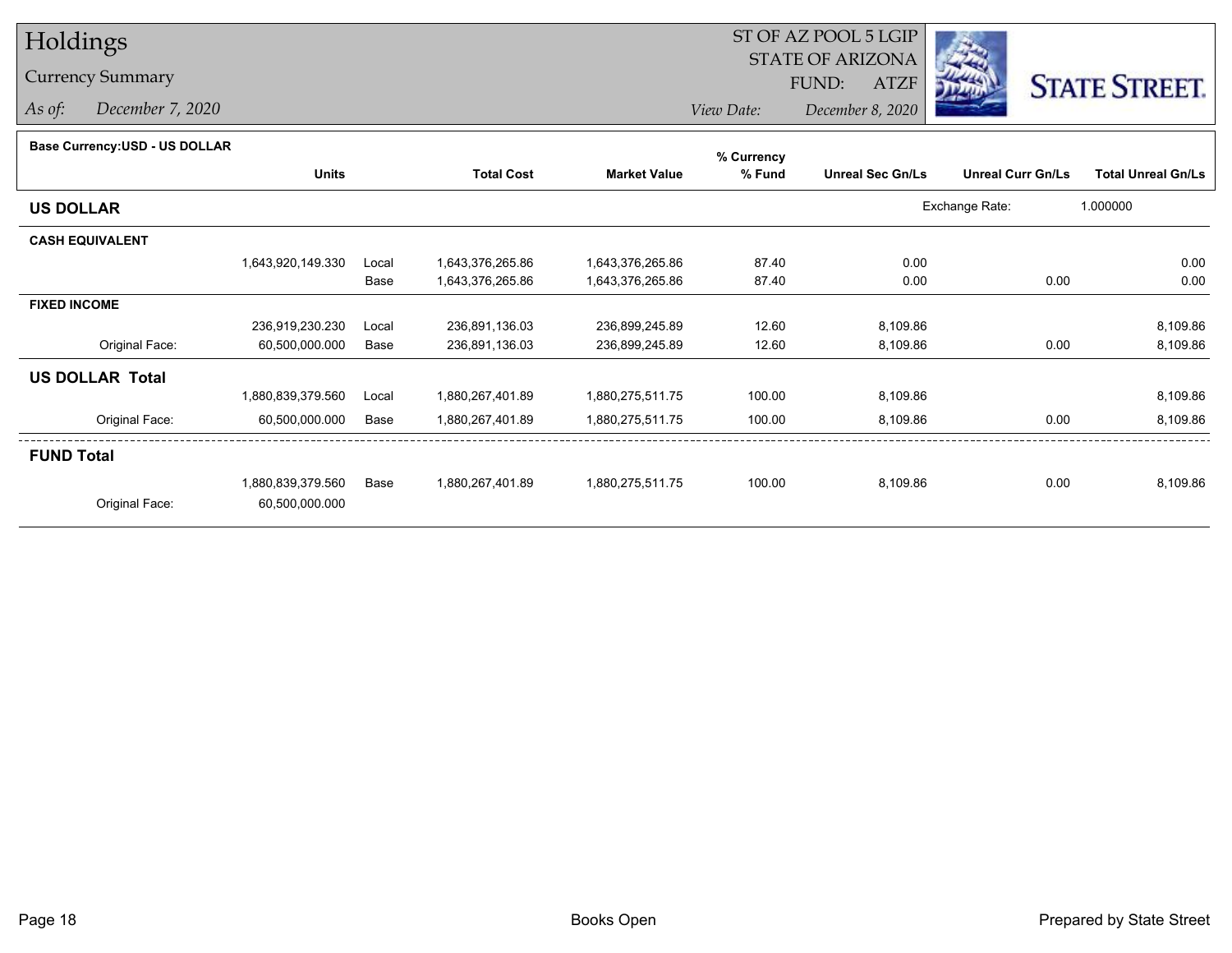# Holdings

## Currency Summary

*As of:* *December 7, 2020*

ST OF AZ POOL 5 LGIP
STATE OF ARIZONA
FUND: ATZF

*View Date:* *December 8, 2020*

STATE STREET.

**Base Currency:USD - US DOLLAR**

| | Units | | Total Cost | Market Value | % Currency % Fund | Unreal Sec Gn/Ls | Unreal Curr Gn/Ls | Total Unreal Gn/Ls |
|---|---|---|---|---|---|---|---|---|
| **US DOLLAR** | | | | | | | Exchange Rate: | 1.000000 |
| **CASH EQUIVALENT** | | | | | | | | |
| | 1,643,920,149.330 | Local | 1,643,376,265.86 | 1,643,376,265.86 | 87.40 | 0.00 | | 0.00 |
| | | Base | 1,643,376,265.86 | 1,643,376,265.86 | 87.40 | 0.00 | 0.00 | 0.00 |
| **FIXED INCOME** | | | | | | | | |
| | 236,919,230.230 | Local | 236,891,136.03 | 236,899,245.89 | 12.60 | 8,109.86 | | 8,109.86 |
| Original Face: | 60,500,000.000 | Base | 236,891,136.03 | 236,899,245.89 | 12.60 | 8,109.86 | 0.00 | 8,109.86 |
| **US DOLLAR Total** | | | | | | | | |
| | 1,880,839,379.560 | Local | 1,880,267,401.89 | 1,880,275,511.75 | 100.00 | 8,109.86 | | 8,109.86 |
| Original Face: | 60,500,000.000 | Base | 1,880,267,401.89 | 1,880,275,511.75 | 100.00 | 8,109.86 | 0.00 | 8,109.86 |
| **FUND Total** | | | | | | | | |
| | 1,880,839,379.560 | Base | 1,880,267,401.89 | 1,880,275,511.75 | 100.00 | 8,109.86 | 0.00 | 8,109.86 |
| Original Face: | 60,500,000.000 | | | | | | | |

Books Open

Prepared by State Street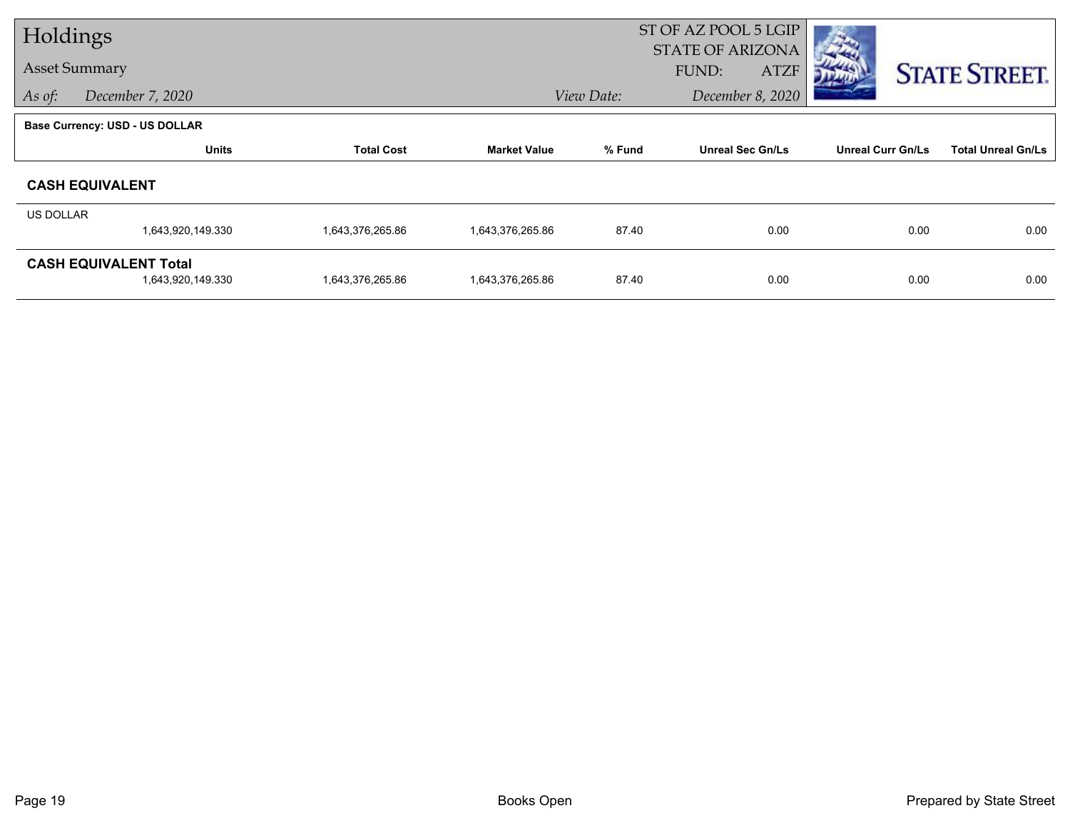# Holdings

## Asset Summary

*As of:* *December 7, 2020*

ST OF AZ POOL 5 LGIP
STATE OF ARIZONA
FUND: ATZF

*View Date:* *December 8, 2020*

STATE STREET.

**Base Currency: USD - US DOLLAR**

| | Units | Total Cost | Market Value | % Fund | Unreal Sec Gn/Ls | Unreal Curr Gn/Ls | Total Unreal Gn/Ls |
|---|---|---|---|---|---|---|---|
| **CASH EQUIVALENT** | | | | | | | |
| US DOLLAR | 1,643,920,149.330 | 1,643,376,265.86 | 1,643,376,265.86 | 87.40 | 0.00 | 0.00 | 0.00 |
| **CASH EQUIVALENT Total** | 1,643,920,149.330 | 1,643,376,265.86 | 1,643,376,265.86 | 87.40 | 0.00 | 0.00 | 0.00 |

Books Open

Prepared by State Street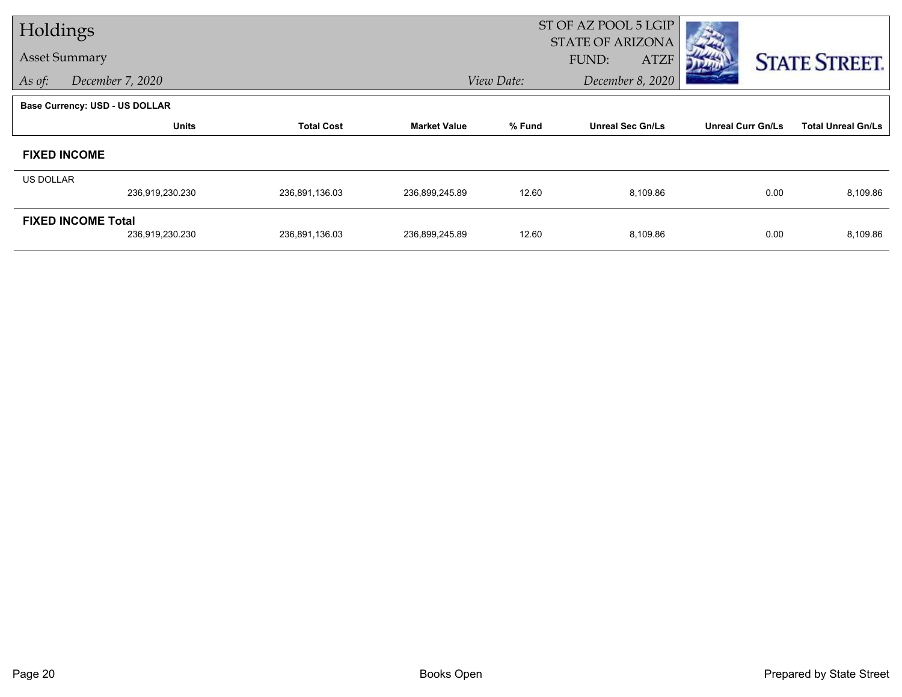# Holdings

## Asset Summary

*As of:* *December 7, 2020*

ST OF AZ POOL 5 LGIP
STATE OF ARIZONA
FUND: ATZF

*View Date:* *December 8, 2020*

**Base Currency: USD - US DOLLAR**

| | Units | Total Cost | Market Value | % Fund | Unreal Sec Gn/Ls | Unreal Curr Gn/Ls | Total Unreal Gn/Ls |
|---|---|---|---|---|---|---|---|
| **FIXED INCOME** | | | | | | | |
| US DOLLAR | 236,919,230.230 | 236,891,136.03 | 236,899,245.89 | 12.60 | 8,109.86 | 0.00 | 8,109.86 |
| **FIXED INCOME Total** | 236,919,230.230 | 236,891,136.03 | 236,899,245.89 | 12.60 | 8,109.86 | 0.00 | 8,109.86 |

Books Open

Prepared by State Street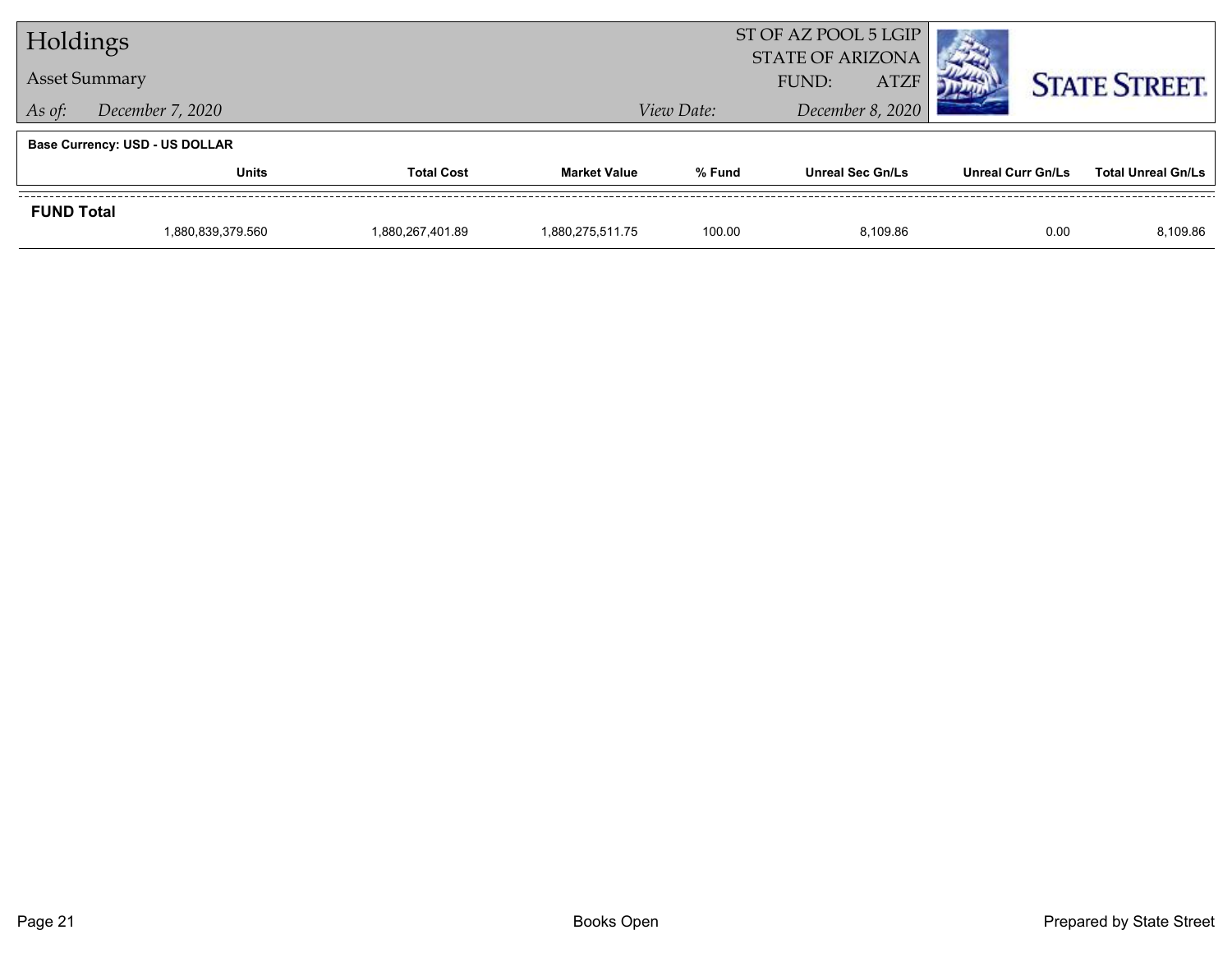# Holdings

## Asset Summary

*As of:* *December 7, 2020*

ST OF AZ POOL 5 LGIP
STATE OF ARIZONA
FUND: ATZF

*View Date:* *December 8, 2020*

STATE STREET.

**Base Currency: USD - US DOLLAR**

| | Units | Total Cost | Market Value | % Fund | Unreal Sec Gn/Ls | Unreal Curr Gn/Ls | Total Unreal Gn/Ls |
|---|---|---|---|---|---|---|---|
| **FUND Total** | | | | | | | |
| | 1,880,839,379.560 | 1,880,267,401.89 | 1,880,275,511.75 | 100.00 | 8,109.86 | 0.00 | 8,109.86 |

Books Open

Prepared by State Street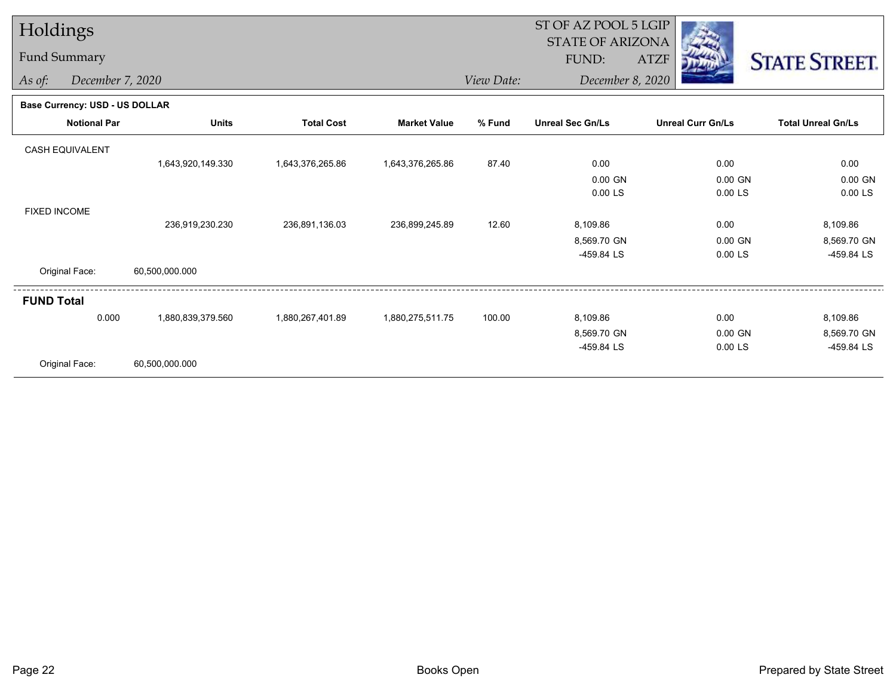# Holdings

Fund Summary

*As of:* December 7, 2020

ST OF AZ POOL 5 LGIP
STATE OF ARIZONA
FUND: ATZF

*View Date:* December 8, 2020

STATE STREET.

**Base Currency: USD - US DOLLAR**

| Notional Par | Units | Total Cost | Market Value | % Fund | Unreal Sec Gn/Ls | Unreal Curr Gn/Ls | Total Unreal Gn/Ls |
|---|---|---|---|---|---|---|---|
| CASH EQUIVALENT | | | | | | | |
| | 1,643,920,149.330 | 1,643,376,265.86 | 1,643,376,265.86 | 87.40 | 0.00 | 0.00 | 0.00 |
| | | | | | 0.00 GN | 0.00 GN | 0.00 GN |
| | | | | | 0.00 LS | 0.00 LS | 0.00 LS |
| FIXED INCOME | | | | | | | |
| | 236,919,230.230 | 236,891,136.03 | 236,899,245.89 | 12.60 | 8,109.86 | 0.00 | 8,109.86 |
| | | | | | 8,569.70 GN | 0.00 GN | 8,569.70 GN |
| | | | | | -459.84 LS | 0.00 LS | -459.84 LS |
| Original Face: | 60,500,000.000 | | | | | | |
| **FUND Total** | | | | | | | |
| 0.000 | 1,880,839,379.560 | 1,880,267,401.89 | 1,880,275,511.75 | 100.00 | 8,109.86 | 0.00 | 8,109.86 |
| | | | | | 8,569.70 GN | 0.00 GN | 8,569.70 GN |
| | | | | | -459.84 LS | 0.00 LS | -459.84 LS |
| Original Face: | 60,500,000.000 | | | | | | |

Books Open

Prepared by State Street